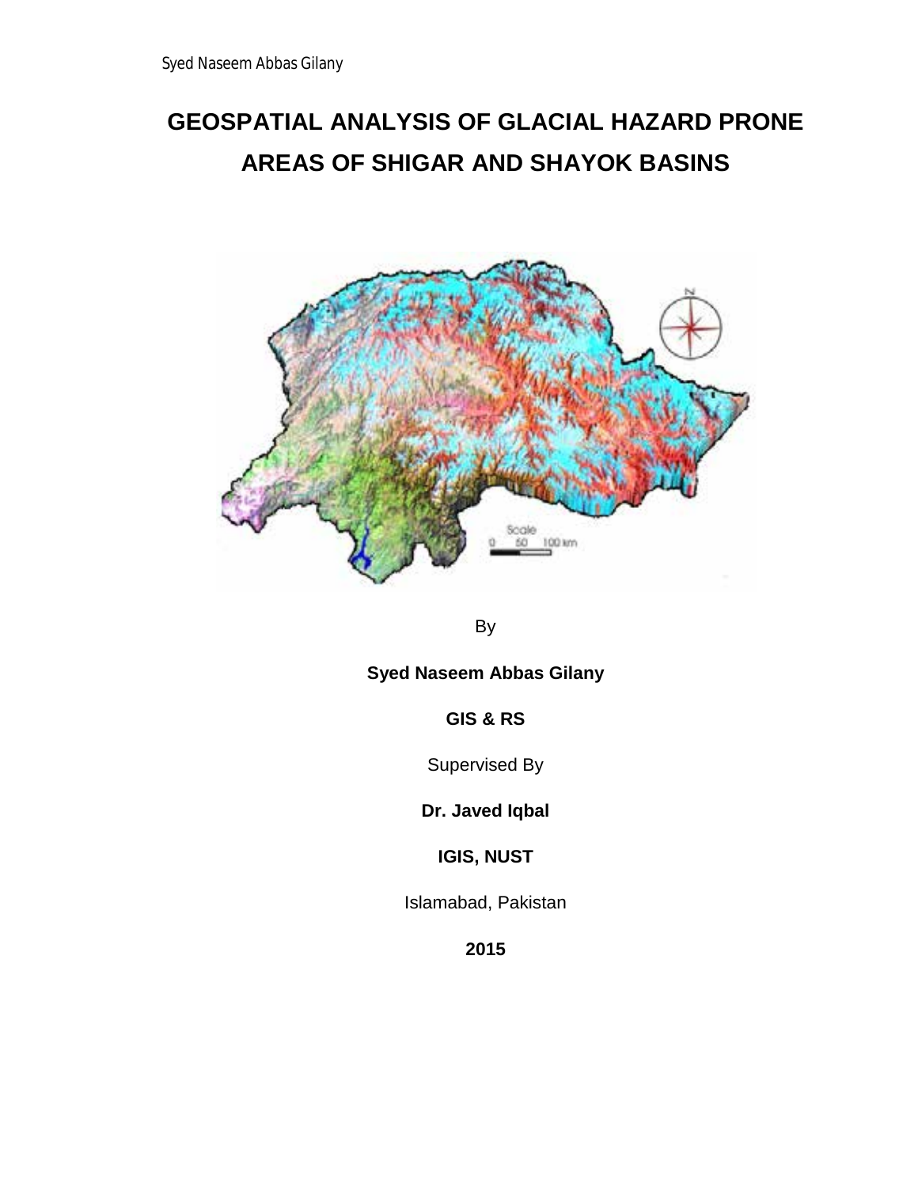# GEOSPATIAL ANALYSIS OF GLACIAL HAZARD PRONE AREAS OF SHIGAR AND SHAYOK BASINS

By

**Syed Naseem Abbas Gilany**

**GIS & RS**

Supervised By

**Dr. Javed Iqbal**

**IGIS, NUST**

Islamabad, Pakistan

**2015**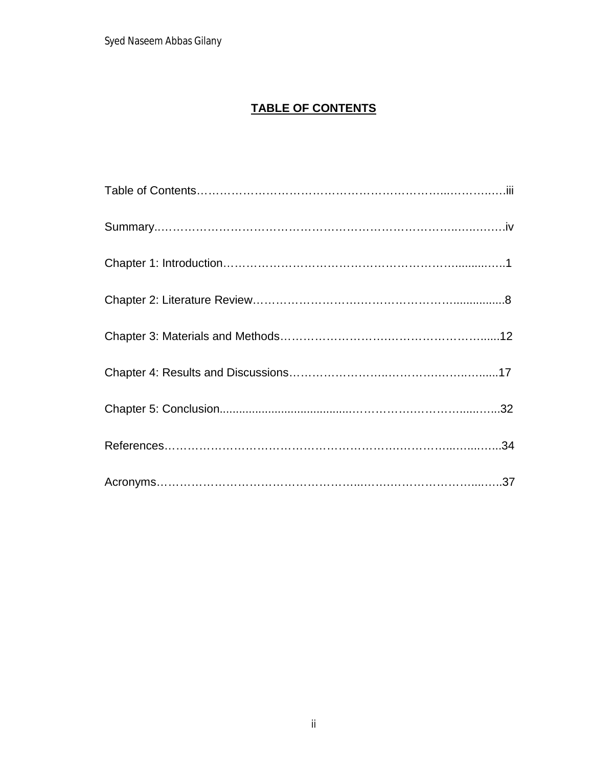# TABLE OF CONTENTS

Table of Contents……………………………………………………………………iii

Summary……………………………………………………………………………iv

Chapter 1: Introduction……………………………………………………………1

Chapter 2: Literature Review………………………………………………………8

Chapter 3: Materials and Methods…………………………………………………12

Chapter 4: Results and Discussions…………………………………………………17

Chapter 5: Conclusion………………………………………………………………32

References……………………………………………………………………………34

Acronyms……………………………………………………………………………37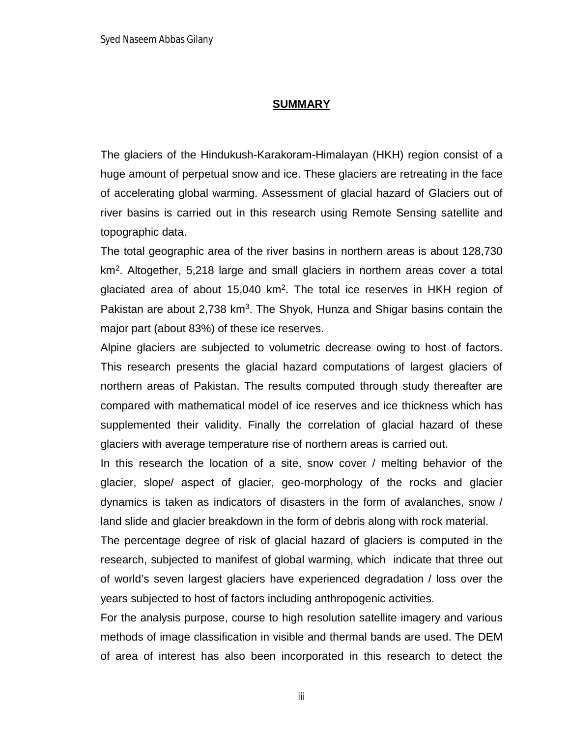## SUMMARY

The glaciers of the Hindukush-Karakoram-Himalayan (HKH) region consist of a huge amount of perpetual snow and ice. These glaciers are retreating in the face of accelerating global warming. Assessment of glacial hazard of Glaciers out of river basins is carried out in this research using Remote Sensing satellite and topographic data.

The total geographic area of the river basins in northern areas is about 128,730 $km^2$. Altogether, 5,218 large and small glaciers in northern areas cover a total glaciated area of about 15,040 $km^2$. The total ice reserves in HKH region of Pakistan are about 2,738 $km^3$. The Shyok, Hunza and Shigar basins contain the major part (about 83%) of these ice reserves.

Alpine glaciers are subjected to volumetric decrease owing to host of factors. This research presents the glacial hazard computations of largest glaciers of northern areas of Pakistan. The results computed through study thereafter are compared with mathematical model of ice reserves and ice thickness which has supplemented their validity. Finally the correlation of glacial hazard of these glaciers with average temperature rise of northern areas is carried out.

In this research the location of a site, snow cover / melting behavior of the glacier, slope/ aspect of glacier, geo-morphology of the rocks and glacier dynamics is taken as indicators of disasters in the form of avalanches, snow / land slide and glacier breakdown in the form of debris along with rock material.

The percentage degree of risk of glacial hazard of glaciers is computed in the research, subjected to manifest of global warming, which indicate that three out of world's seven largest glaciers have experienced degradation / loss over the years subjected to host of factors including anthropogenic activities.

For the analysis purpose, course to high resolution satellite imagery and various methods of image classification in visible and thermal bands are used. The DEM of area of interest has also been incorporated in this research to detect the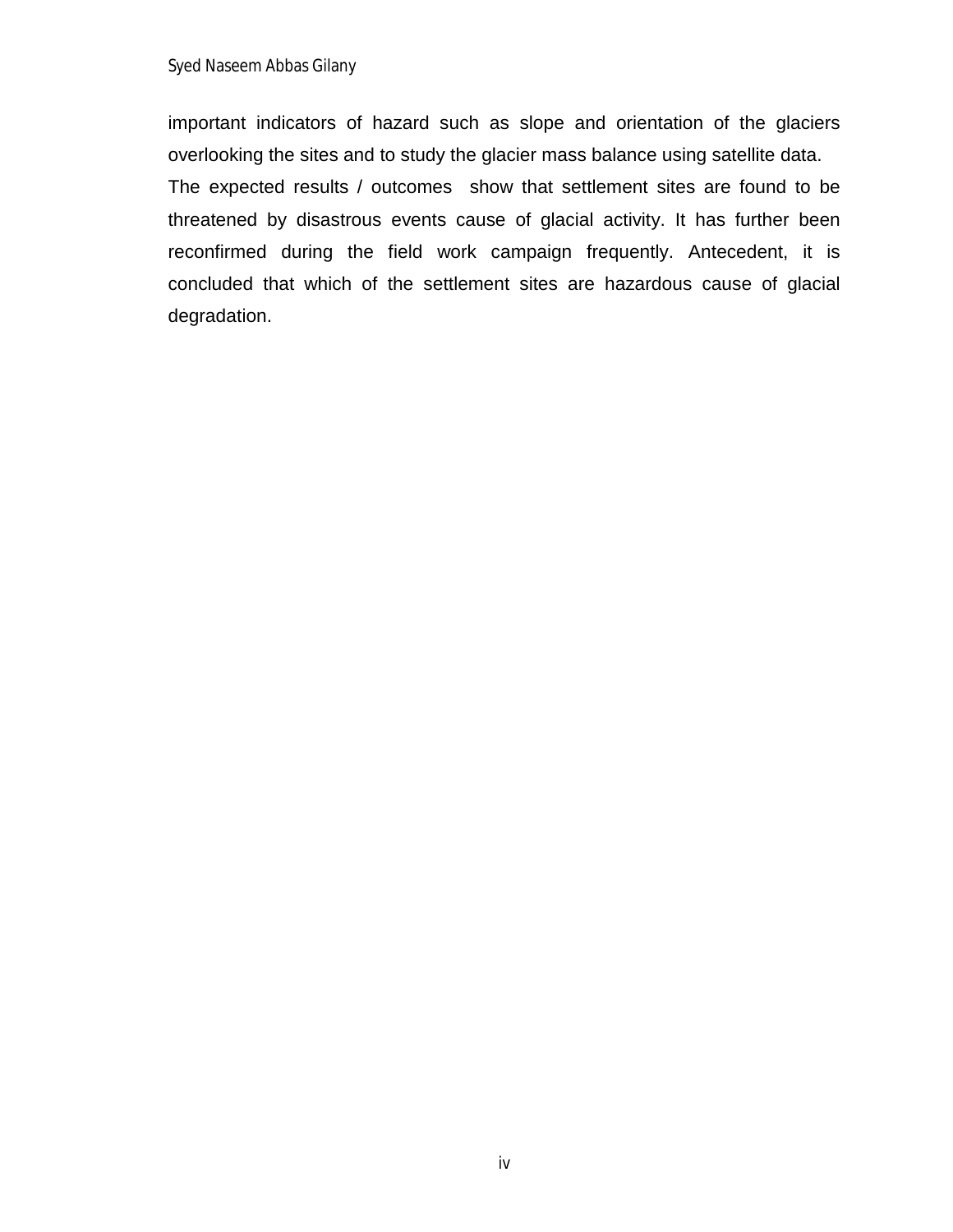important indicators of hazard such as slope and orientation of the glaciers overlooking the sites and to study the glacier mass balance using satellite data.

The expected results / outcomes show that settlement sites are found to be threatened by disastrous events cause of glacial activity. It has further been reconfirmed during the field work campaign frequently. Antecedent, it is concluded that which of the settlement sites are hazardous cause of glacial degradation.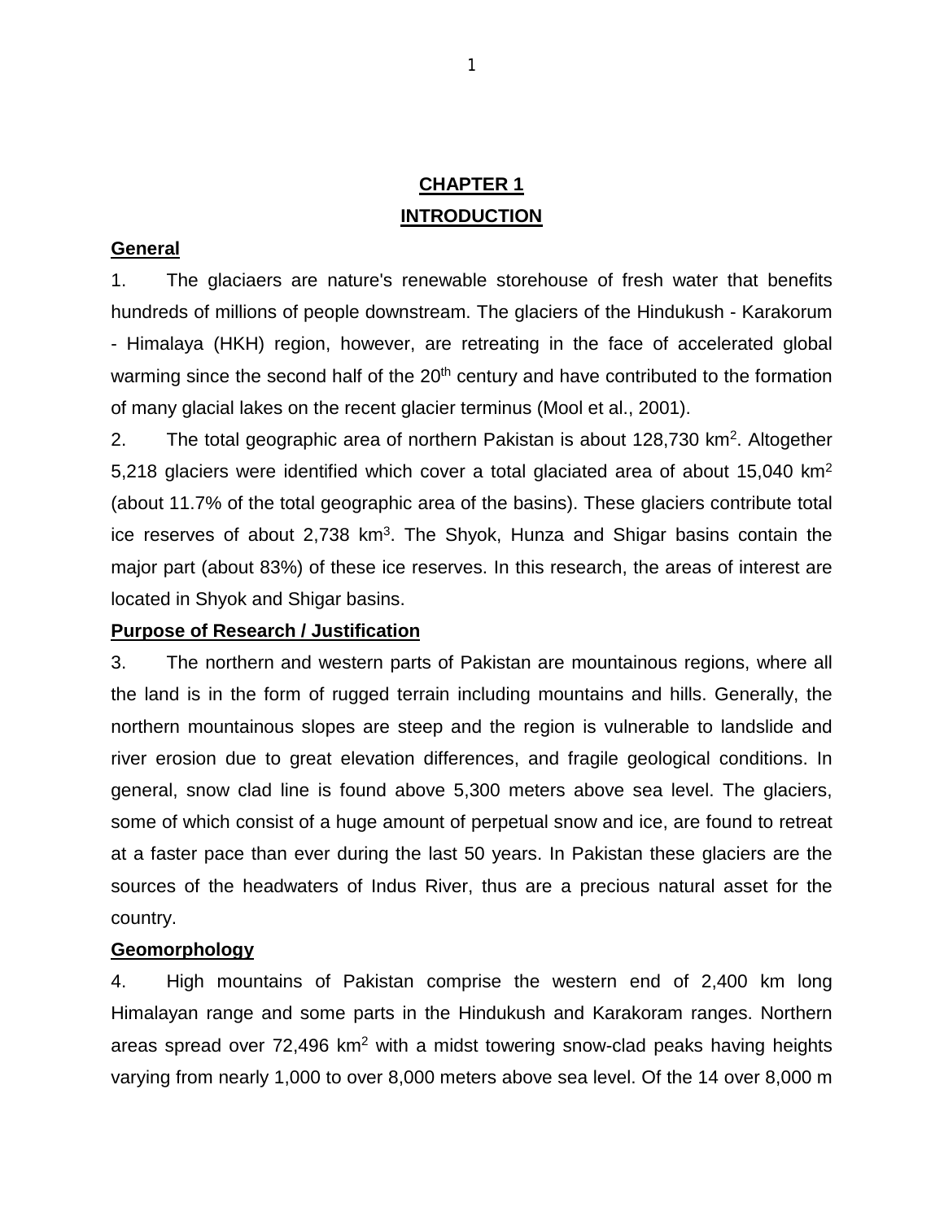# CHAPTER 1

# INTRODUCTION

## General

1. The glaciaers are nature's renewable storehouse of fresh water that benefits hundreds of millions of people downstream. The glaciers of the Hindukush - Karakorum - Himalaya (HKH) region, however, are retreating in the face of accelerated global warming since the second half of the $20^{th}$ century and have contributed to the formation of many glacial lakes on the recent glacier terminus (Mool et al., 2001).

2. The total geographic area of northern Pakistan is about 128,730 $km^2$. Altogether 5,218 glaciers were identified which cover a total glaciated area of about 15,040 $km^2$ (about 11.7% of the total geographic area of the basins). These glaciers contribute total ice reserves of about 2,738 $km^3$. The Shyok, Hunza and Shigar basins contain the major part (about 83%) of these ice reserves. In this research, the areas of interest are located in Shyok and Shigar basins.

## Purpose of Research / Justification

3. The northern and western parts of Pakistan are mountainous regions, where all the land is in the form of rugged terrain including mountains and hills. Generally, the northern mountainous slopes are steep and the region is vulnerable to landslide and river erosion due to great elevation differences, and fragile geological conditions. In general, snow clad line is found above 5,300 meters above sea level. The glaciers, some of which consist of a huge amount of perpetual snow and ice, are found to retreat at a faster pace than ever during the last 50 years. In Pakistan these glaciers are the sources of the headwaters of Indus River, thus are a precious natural asset for the country.

## Geomorphology

4. High mountains of Pakistan comprise the western end of 2,400 km long Himalayan range and some parts in the Hindukush and Karakoram ranges. Northern areas spread over 72,496 $km^2$ with a midst towering snow-clad peaks having heights varying from nearly 1,000 to over 8,000 meters above sea level. Of the 14 over 8,000 m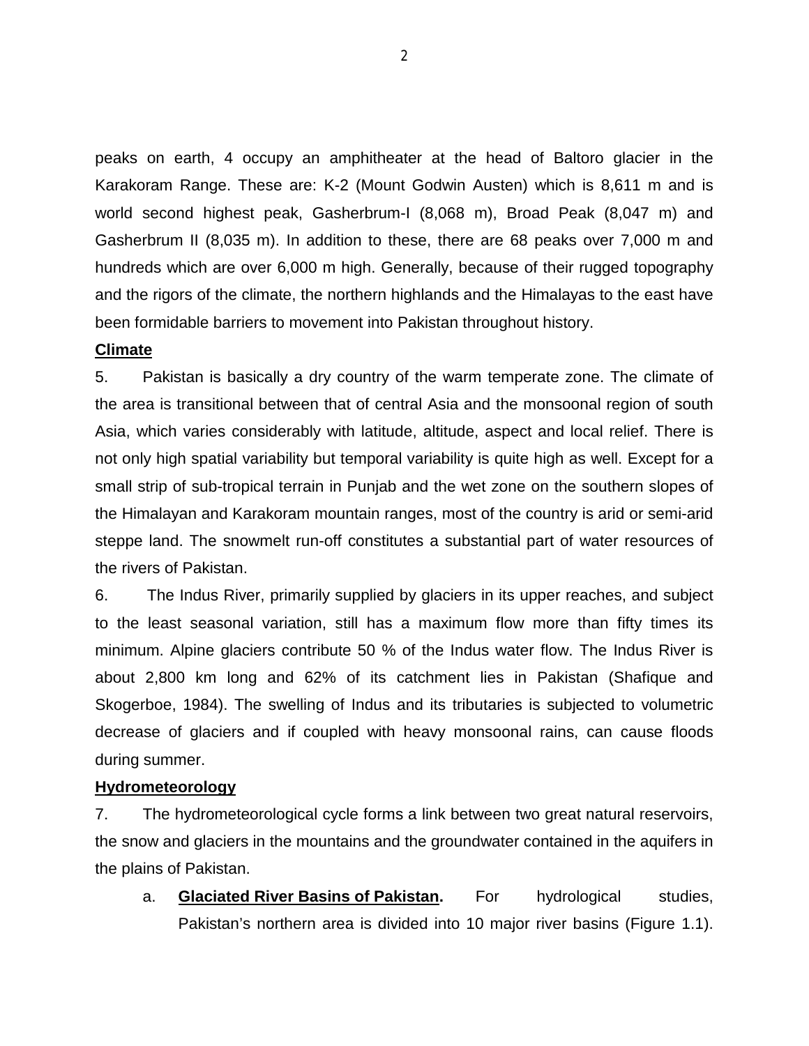peaks on earth, 4 occupy an amphitheater at the head of Baltoro glacier in the Karakoram Range. These are: K-2 (Mount Godwin Austen) which is 8,611 m and is world second highest peak, Gasherbrum-I (8,068 m), Broad Peak (8,047 m) and Gasherbrum II (8,035 m). In addition to these, there are 68 peaks over 7,000 m and hundreds which are over 6,000 m high. Generally, because of their rugged topography and the rigors of the climate, the northern highlands and the Himalayas to the east have been formidable barriers to movement into Pakistan throughout history.

**Climate**

5. Pakistan is basically a dry country of the warm temperate zone. The climate of the area is transitional between that of central Asia and the monsoonal region of south Asia, which varies considerably with latitude, altitude, aspect and local relief. There is not only high spatial variability but temporal variability is quite high as well. Except for a small strip of sub-tropical terrain in Punjab and the wet zone on the southern slopes of the Himalayan and Karakoram mountain ranges, most of the country is arid or semi-arid steppe land. The snowmelt run-off constitutes a substantial part of water resources of the rivers of Pakistan.

6. The Indus River, primarily supplied by glaciers in its upper reaches, and subject to the least seasonal variation, still has a maximum flow more than fifty times its minimum. Alpine glaciers contribute 50 % of the Indus water flow. The Indus River is about 2,800 km long and 62% of its catchment lies in Pakistan (Shafique and Skogerboe, 1984). The swelling of Indus and its tributaries is subjected to volumetric decrease of glaciers and if coupled with heavy monsoonal rains, can cause floods during summer.

**Hydrometeorology**

7. The hydrometeorological cycle forms a link between two great natural reservoirs, the snow and glaciers in the mountains and the groundwater contained in the aquifers in the plains of Pakistan.

a. **Glaciated River Basins of Pakistan.** For hydrological studies, Pakistan's northern area is divided into 10 major river basins (Figure 1.1).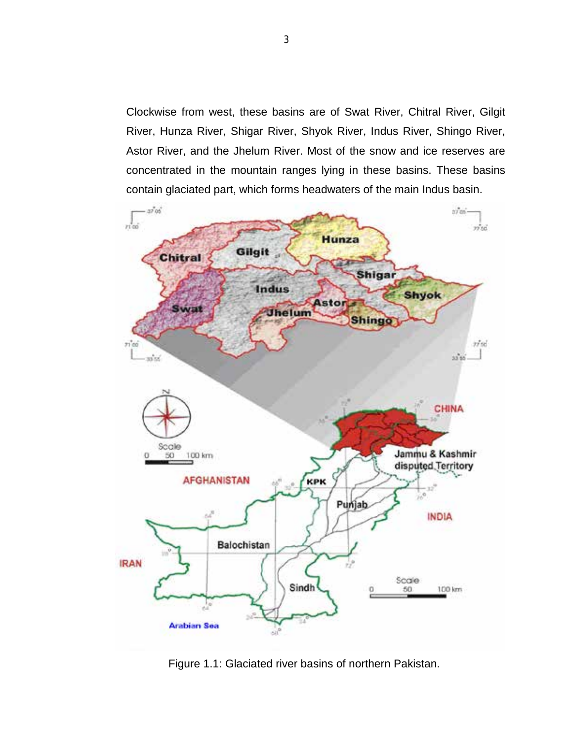Clockwise from west, these basins are of Swat River, Chitral River, Gilgit River, Hunza River, Shigar River, Shyok River, Indus River, Shingo River, Astor River, and the Jhelum River. Most of the snow and ice reserves are concentrated in the mountain ranges lying in these basins. These basins contain glaciated part, which forms headwaters of the main Indus basin.

Figure 1.1: Glaciated river basins of northern Pakistan.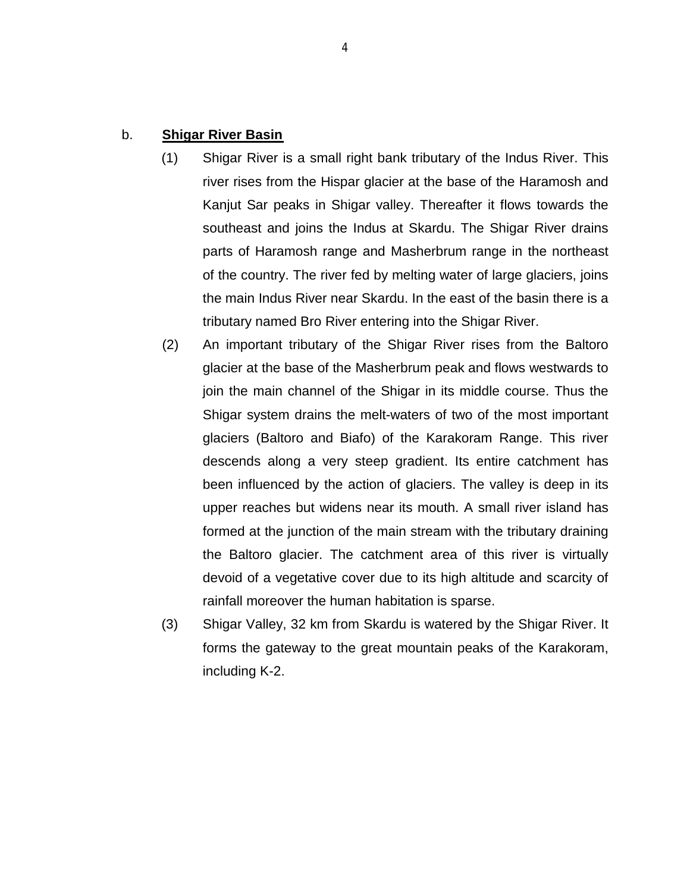b. **Shigar River Basin**

(1) Shigar River is a small right bank tributary of the Indus River. This river rises from the Hispar glacier at the base of the Haramosh and Kanjut Sar peaks in Shigar valley. Thereafter it flows towards the southeast and joins the Indus at Skardu. The Shigar River drains parts of Haramosh range and Masherbrum range in the northeast of the country. The river fed by melting water of large glaciers, joins the main Indus River near Skardu. In the east of the basin there is a tributary named Bro River entering into the Shigar River.

(2) An important tributary of the Shigar River rises from the Baltoro glacier at the base of the Masherbrum peak and flows westwards to join the main channel of the Shigar in its middle course. Thus the Shigar system drains the melt-waters of two of the most important glaciers (Baltoro and Biafo) of the Karakoram Range. This river descends along a very steep gradient. Its entire catchment has been influenced by the action of glaciers. The valley is deep in its upper reaches but widens near its mouth. A small river island has formed at the junction of the main stream with the tributary draining the Baltoro glacier. The catchment area of this river is virtually devoid of a vegetative cover due to its high altitude and scarcity of rainfall moreover the human habitation is sparse.

(3) Shigar Valley, 32 km from Skardu is watered by the Shigar River. It forms the gateway to the great mountain peaks of the Karakoram, including K-2.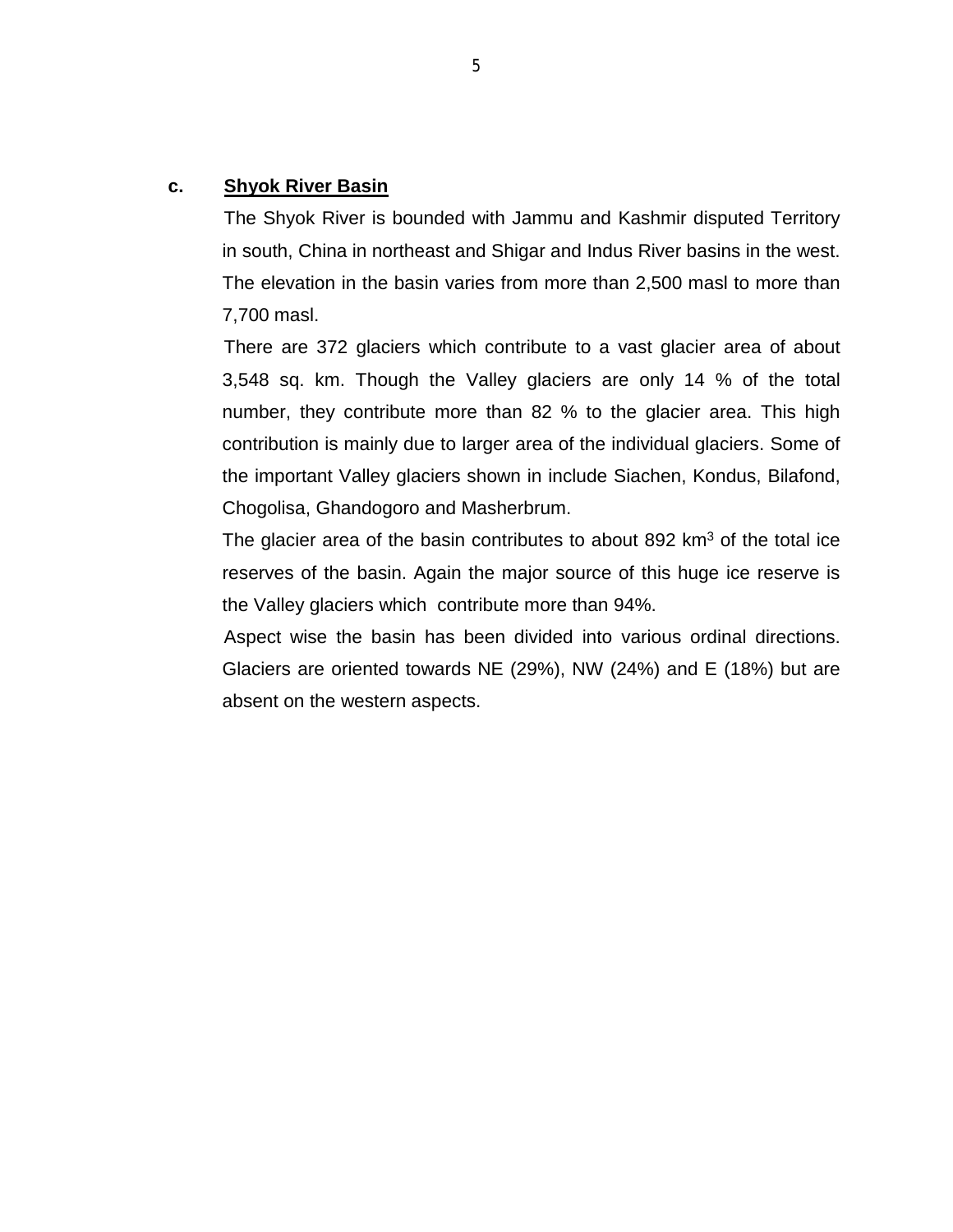**c. Shyok River Basin**

The Shyok River is bounded with Jammu and Kashmir disputed Territory in south, China in northeast and Shigar and Indus River basins in the west. The elevation in the basin varies from more than 2,500 masl to more than 7,700 masl.

There are 372 glaciers which contribute to a vast glacier area of about 3,548 sq. km. Though the Valley glaciers are only 14 % of the total number, they contribute more than 82 % to the glacier area. This high contribution is mainly due to larger area of the individual glaciers. Some of the important Valley glaciers shown in include Siachen, Kondus, Bilafond, Chogolisa, Ghandogoro and Masherbrum.

The glacier area of the basin contributes to about 892 $km^3$ of the total ice reserves of the basin. Again the major source of this huge ice reserve is the Valley glaciers which contribute more than 94%.

Aspect wise the basin has been divided into various ordinal directions. Glaciers are oriented towards NE (29%), NW (24%) and E (18%) but are absent on the western aspects.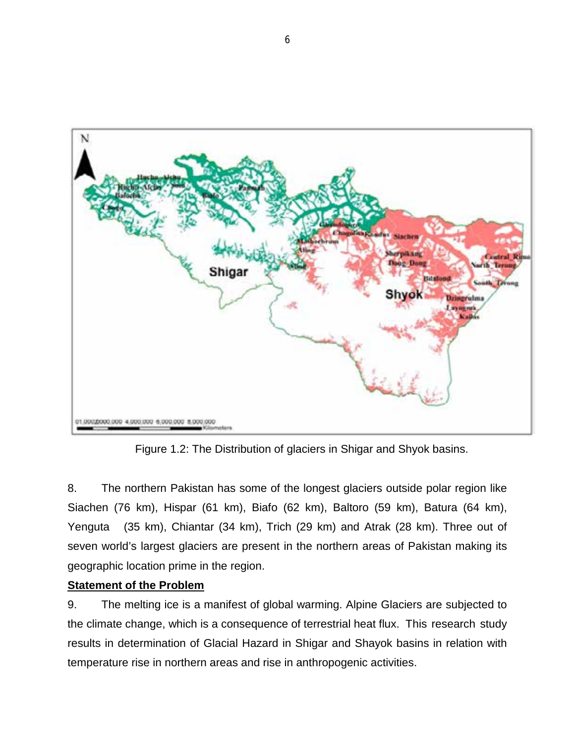Figure 1.2: The Distribution of glaciers in Shigar and Shyok basins.

8. The northern Pakistan has some of the longest glaciers outside polar region like Siachen (76 km), Hispar (61 km), Biafo (62 km), Baltoro (59 km), Batura (64 km), Yenguta (35 km), Chiantar (34 km), Trich (29 km) and Atrak (28 km). Three out of seven world's largest glaciers are present in the northern areas of Pakistan making its geographic location prime in the region.

**Statement of the Problem**

9. The melting ice is a manifest of global warming. Alpine Glaciers are subjected to the climate change, which is a consequence of terrestrial heat flux. This research study results in determination of Glacial Hazard in Shigar and Shayok basins in relation with temperature rise in northern areas and rise in anthropogenic activities.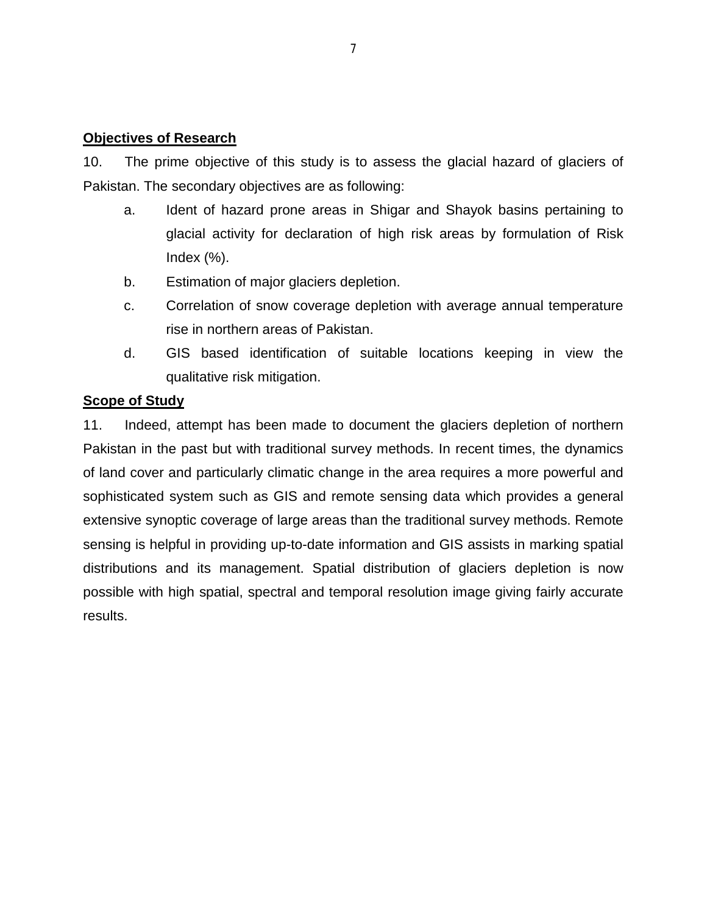**Objectives of Research**

10. The prime objective of this study is to assess the glacial hazard of glaciers of Pakistan. The secondary objectives are as following:

a. Ident of hazard prone areas in Shigar and Shayok basins pertaining to glacial activity for declaration of high risk areas by formulation of Risk Index (%).

b. Estimation of major glaciers depletion.

c. Correlation of snow coverage depletion with average annual temperature rise in northern areas of Pakistan.

d. GIS based identification of suitable locations keeping in view the qualitative risk mitigation.

**Scope of Study**

11. Indeed, attempt has been made to document the glaciers depletion of northern Pakistan in the past but with traditional survey methods. In recent times, the dynamics of land cover and particularly climatic change in the area requires a more powerful and sophisticated system such as GIS and remote sensing data which provides a general extensive synoptic coverage of large areas than the traditional survey methods. Remote sensing is helpful in providing up-to-date information and GIS assists in marking spatial distributions and its management. Spatial distribution of glaciers depletion is now possible with high spatial, spectral and temporal resolution image giving fairly accurate results.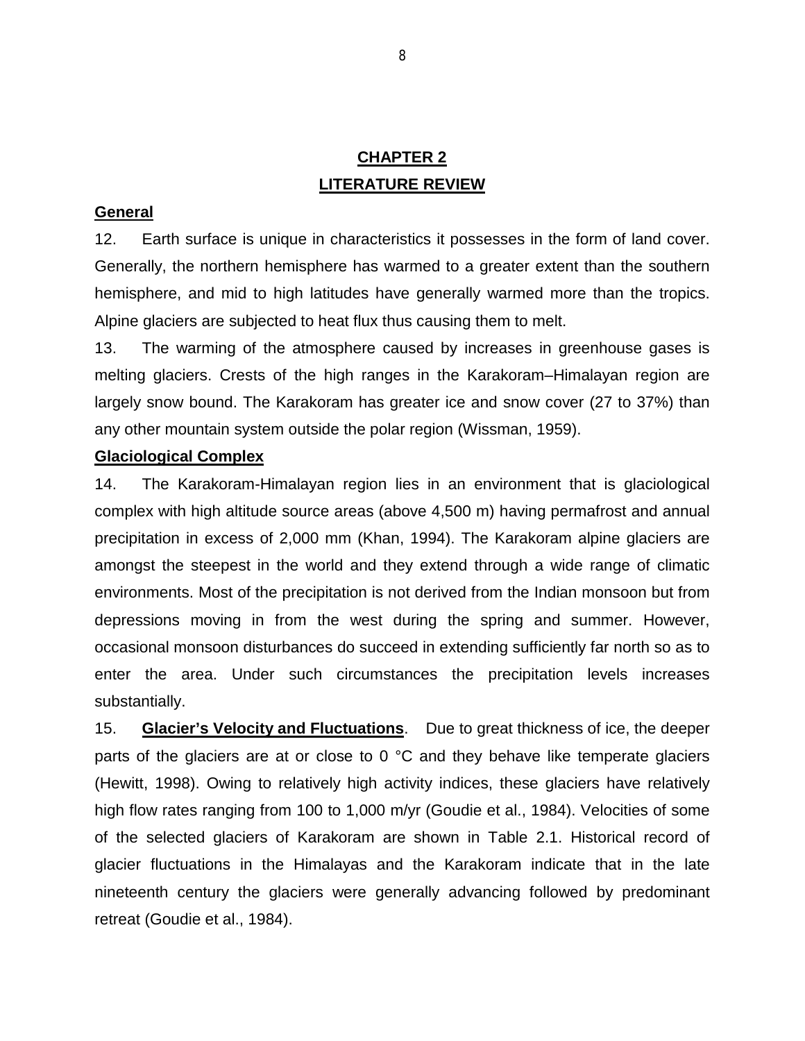# CHAPTER 2

# LITERATURE REVIEW

## General

12. Earth surface is unique in characteristics it possesses in the form of land cover. Generally, the northern hemisphere has warmed to a greater extent than the southern hemisphere, and mid to high latitudes have generally warmed more than the tropics. Alpine glaciers are subjected to heat flux thus causing them to melt.

13. The warming of the atmosphere caused by increases in greenhouse gases is melting glaciers. Crests of the high ranges in the Karakoram–Himalayan region are largely snow bound. The Karakoram has greater ice and snow cover (27 to 37%) than any other mountain system outside the polar region (Wissman, 1959).

## Glaciological Complex

14. The Karakoram-Himalayan region lies in an environment that is glaciological complex with high altitude source areas (above 4,500 m) having permafrost and annual precipitation in excess of 2,000 mm (Khan, 1994). The Karakoram alpine glaciers are amongst the steepest in the world and they extend through a wide range of climatic environments. Most of the precipitation is not derived from the Indian monsoon but from depressions moving in from the west during the spring and summer. However, occasional monsoon disturbances do succeed in extending sufficiently far north so as to enter the area. Under such circumstances the precipitation levels increases substantially.

15. **Glacier's Velocity and Fluctuations**. Due to great thickness of ice, the deeper parts of the glaciers are at or close to 0 °C and they behave like temperate glaciers (Hewitt, 1998). Owing to relatively high activity indices, these glaciers have relatively high flow rates ranging from 100 to 1,000 m/yr (Goudie et al., 1984). Velocities of some of the selected glaciers of Karakoram are shown in Table 2.1. Historical record of glacier fluctuations in the Himalayas and the Karakoram indicate that in the late nineteenth century the glaciers were generally advancing followed by predominant retreat (Goudie et al., 1984).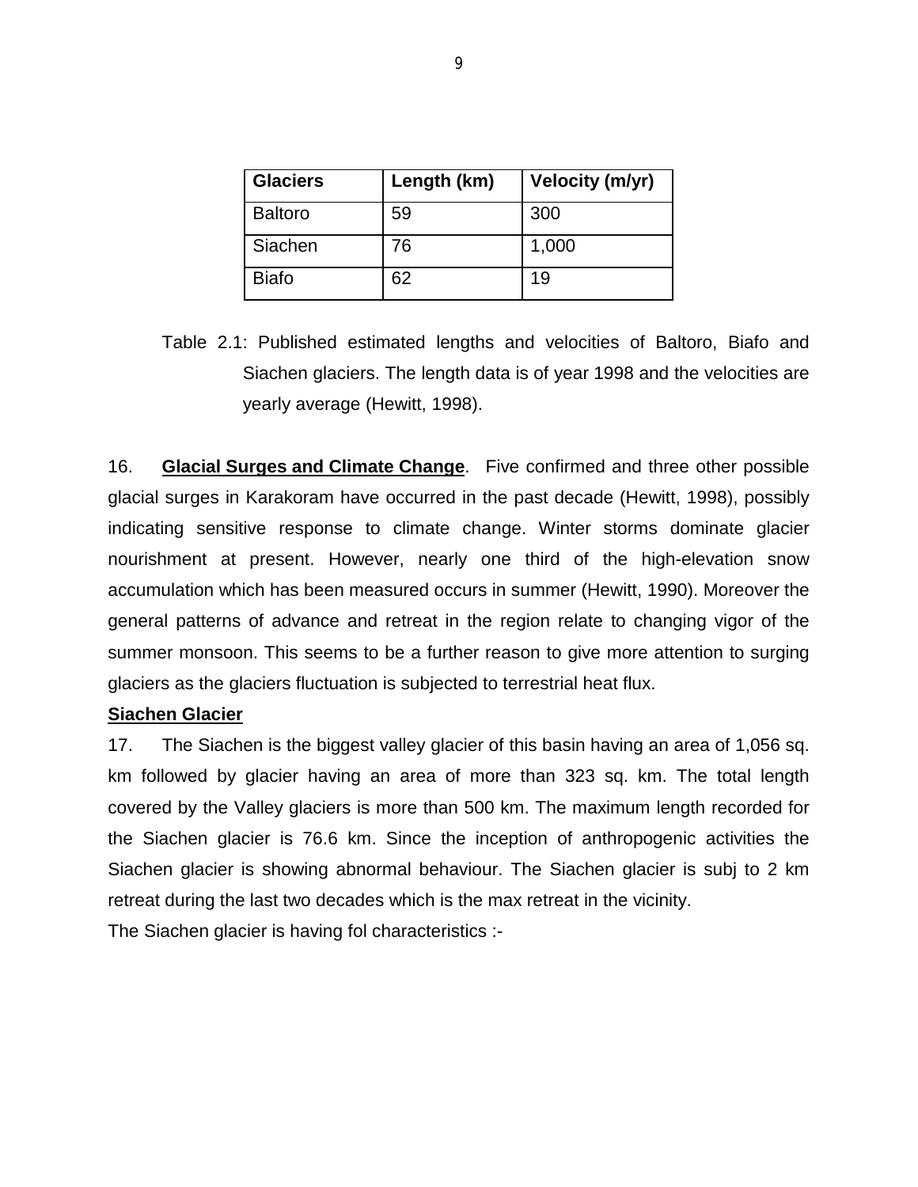| Glaciers | Length (km) | Velocity (m/yr) |
|---|---|---|
| Baltoro | 59 | 300 |
| Siachen | 76 | 1,000 |
| Biafo | 62 | 19 |

Table 2.1: Published estimated lengths and velocities of Baltoro, Biafo and Siachen glaciers. The length data is of year 1998 and the velocities are yearly average (Hewitt, 1998).

16. **Glacial Surges and Climate Change**. Five confirmed and three other possible glacial surges in Karakoram have occurred in the past decade (Hewitt, 1998), possibly indicating sensitive response to climate change. Winter storms dominate glacier nourishment at present. However, nearly one third of the high-elevation snow accumulation which has been measured occurs in summer (Hewitt, 1990). Moreover the general patterns of advance and retreat in the region relate to changing vigor of the summer monsoon. This seems to be a further reason to give more attention to surging glaciers as the glaciers fluctuation is subjected to terrestrial heat flux.

**Siachen Glacier**

17. The Siachen is the biggest valley glacier of this basin having an area of 1,056 sq. km followed by glacier having an area of more than 323 sq. km. The total length covered by the Valley glaciers is more than 500 km. The maximum length recorded for the Siachen glacier is 76.6 km. Since the inception of anthropogenic activities the Siachen glacier is showing abnormal behaviour. The Siachen glacier is subj to 2 km retreat during the last two decades which is the max retreat in the vicinity.

The Siachen glacier is having fol characteristics :-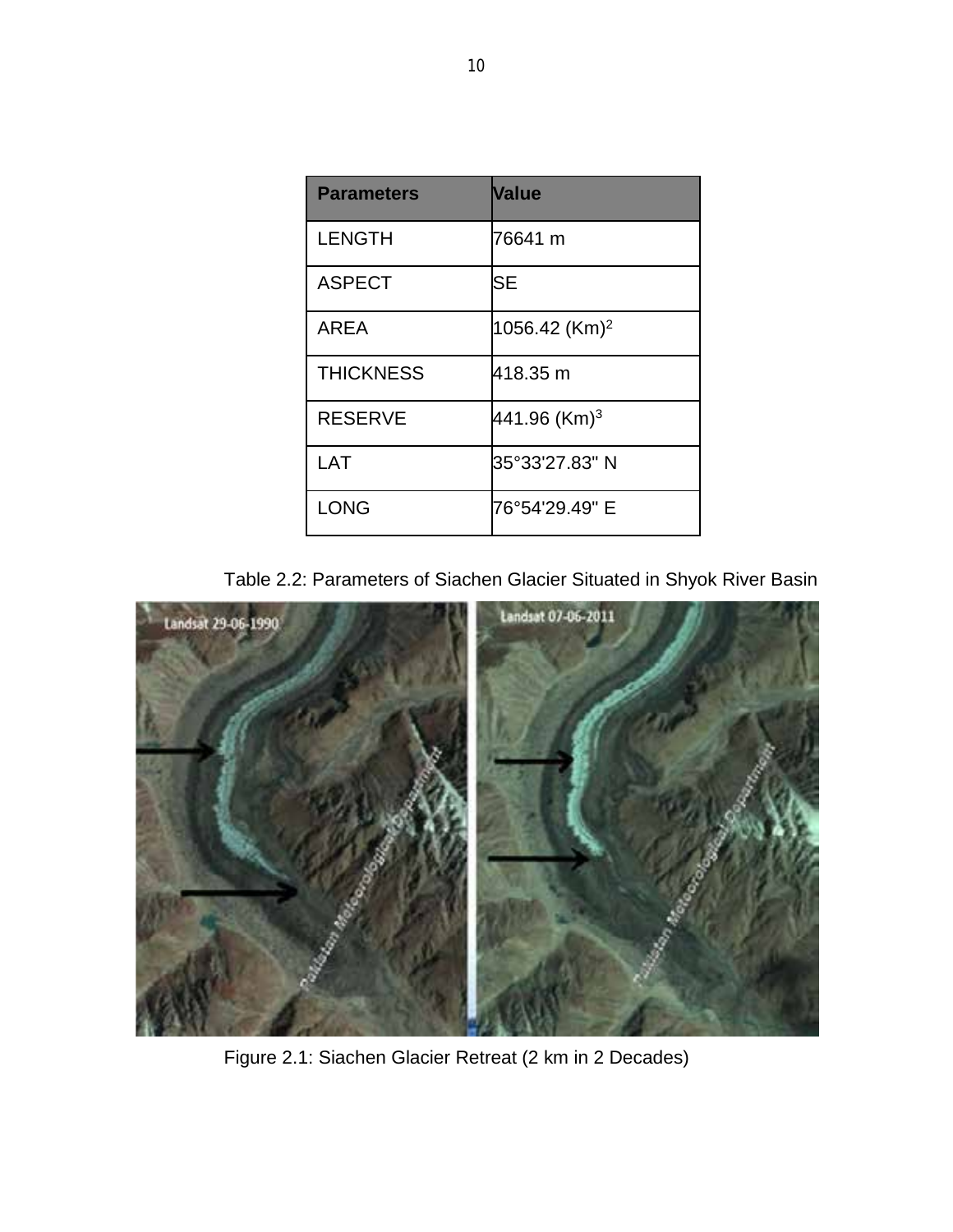| Parameters | Value |
|---|---|
| LENGTH | 76641 m |
| ASPECT | SE |
| AREA | 1056.42 $(Km)^2$ |
| THICKNESS | 418.35 m |
| RESERVE | 441.96 $(Km)^3$ |
| LAT | 35°33'27.83" N |
| LONG | 76°54'29.49" E |

Table 2.2: Parameters of Siachen Glacier Situated in Shyok River Basin

Figure 2.1: Siachen Glacier Retreat (2 km in 2 Decades)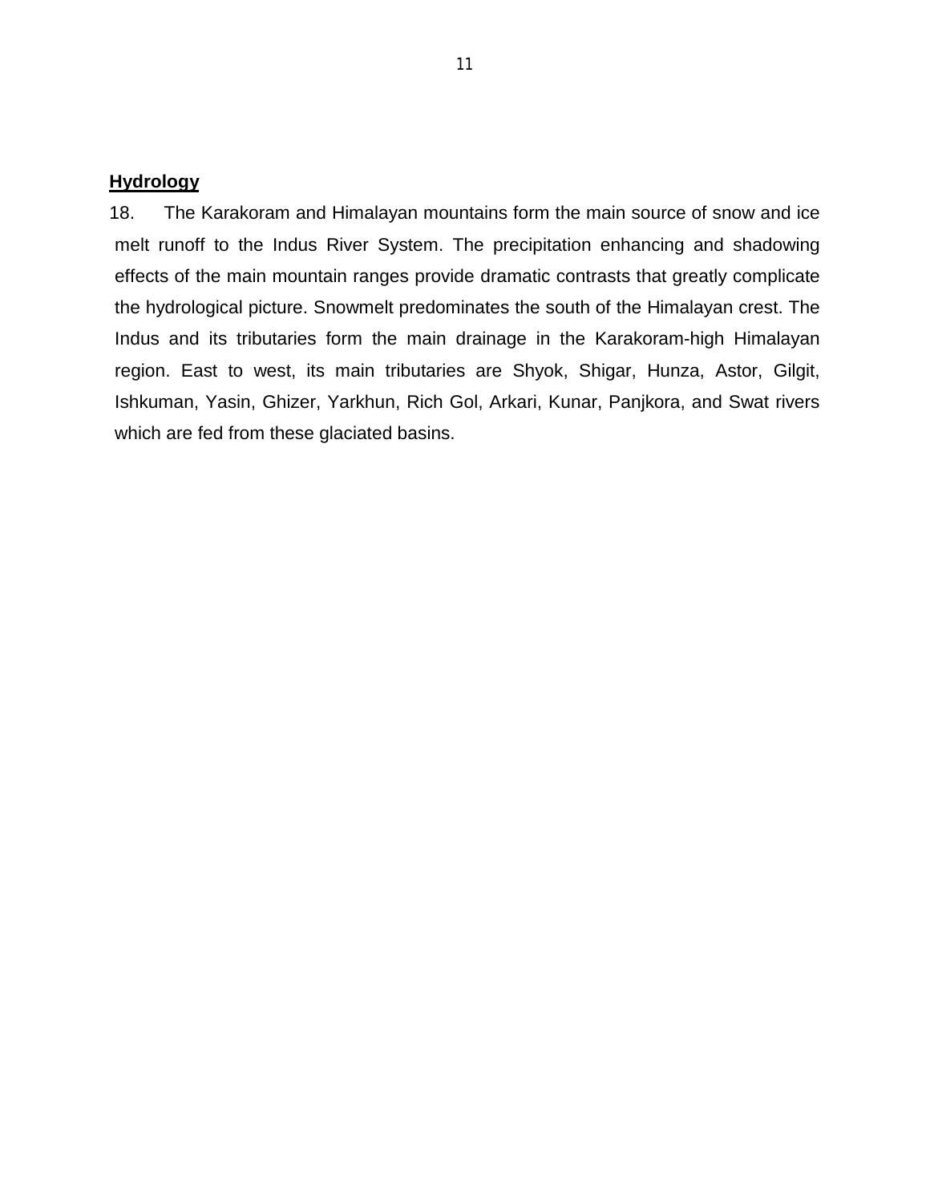## Hydrology

18. The Karakoram and Himalayan mountains form the main source of snow and ice melt runoff to the Indus River System. The precipitation enhancing and shadowing effects of the main mountain ranges provide dramatic contrasts that greatly complicate the hydrological picture. Snowmelt predominates the south of the Himalayan crest. The Indus and its tributaries form the main drainage in the Karakoram-high Himalayan region. East to west, its main tributaries are Shyok, Shigar, Hunza, Astor, Gilgit, Ishkuman, Yasin, Ghizer, Yarkhun, Rich Gol, Arkari, Kunar, Panjkora, and Swat rivers which are fed from these glaciated basins.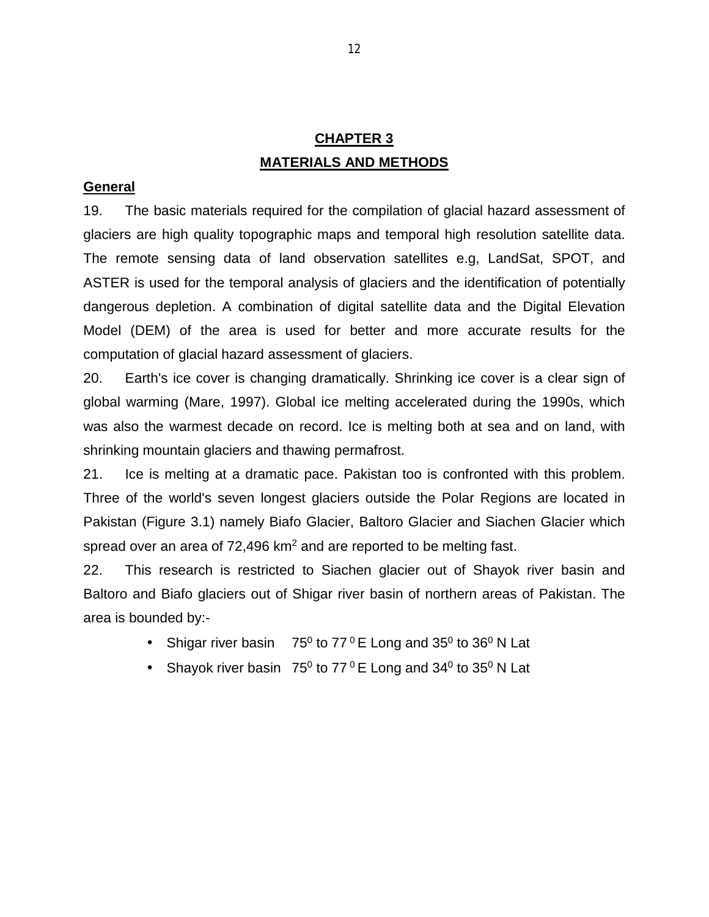# CHAPTER 3

# MATERIALS AND METHODS

## General

19. The basic materials required for the compilation of glacial hazard assessment of glaciers are high quality topographic maps and temporal high resolution satellite data. The remote sensing data of land observation satellites e.g, LandSat, SPOT, and ASTER is used for the temporal analysis of glaciers and the identification of potentially dangerous depletion. A combination of digital satellite data and the Digital Elevation Model (DEM) of the area is used for better and more accurate results for the computation of glacial hazard assessment of glaciers.

20. Earth's ice cover is changing dramatically. Shrinking ice cover is a clear sign of global warming (Mare, 1997). Global ice melting accelerated during the 1990s, which was also the warmest decade on record. Ice is melting both at sea and on land, with shrinking mountain glaciers and thawing permafrost.

21. Ice is melting at a dramatic pace. Pakistan too is confronted with this problem. Three of the world's seven longest glaciers outside the Polar Regions are located in Pakistan (Figure 3.1) namely Biafo Glacier, Baltoro Glacier and Siachen Glacier which spread over an area of 72,496 $km^2$ and are reported to be melting fast.

22. This research is restricted to Siachen glacier out of Shayok river basin and Baltoro and Biafo glaciers out of Shigar river basin of northern areas of Pakistan. The area is bounded by:-

- Shigar river basin 75$^0$ to 77$^0$ E Long and 35$^0$ to 36$^0$ N Lat
- Shayok river basin 75$^0$ to 77$^0$ E Long and 34$^0$ to 35$^0$ N Lat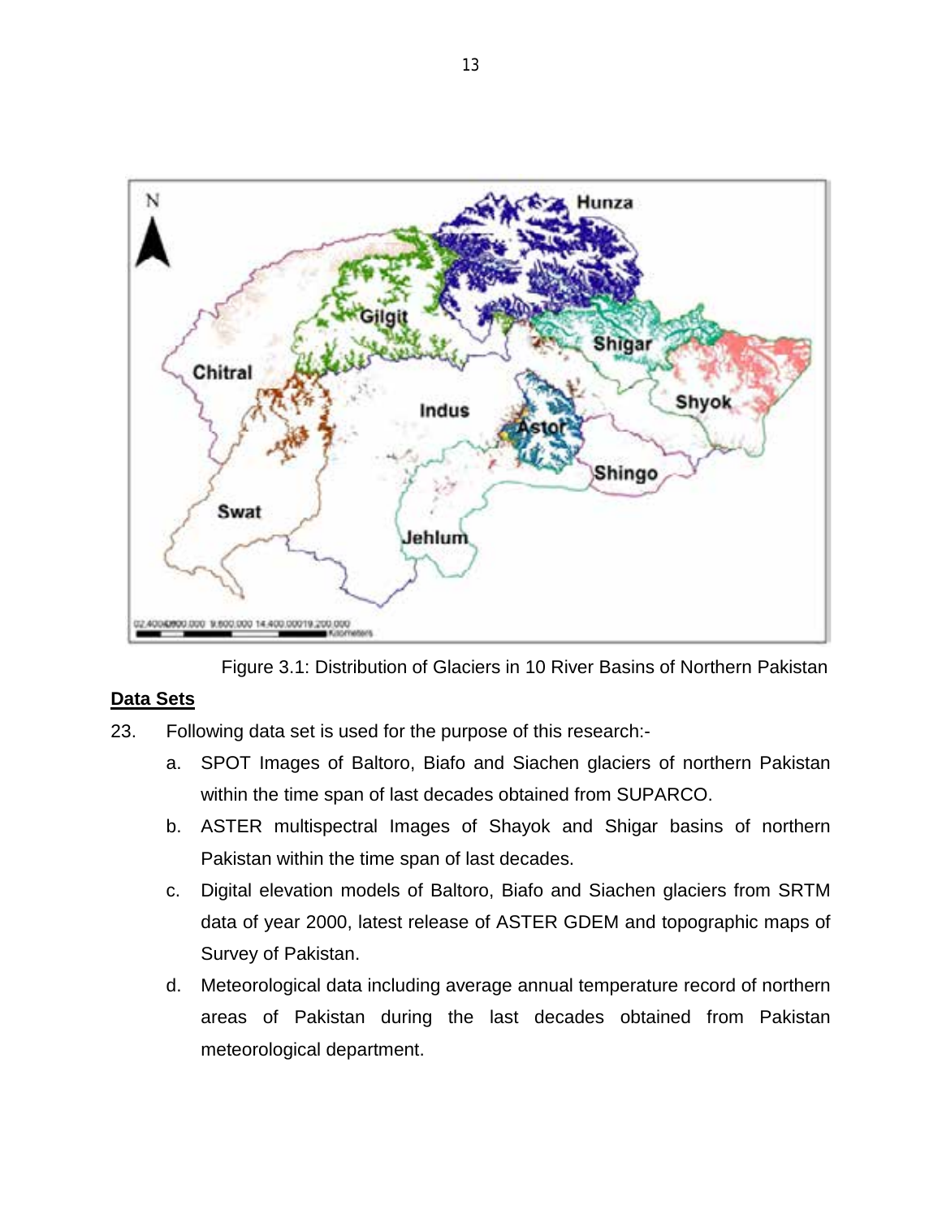Figure 3.1: Distribution of Glaciers in 10 River Basins of Northern Pakistan

**Data Sets**

23. Following data set is used for the purpose of this research:-

    a. SPOT Images of Baltoro, Biafo and Siachen glaciers of northern Pakistan within the time span of last decades obtained from SUPARCO.

    b. ASTER multispectral Images of Shayok and Shigar basins of northern Pakistan within the time span of last decades.

    c. Digital elevation models of Baltoro, Biafo and Siachen glaciers from SRTM data of year 2000, latest release of ASTER GDEM and topographic maps of Survey of Pakistan.

    d. Meteorological data including average annual temperature record of northern areas of Pakistan during the last decades obtained from Pakistan meteorological department.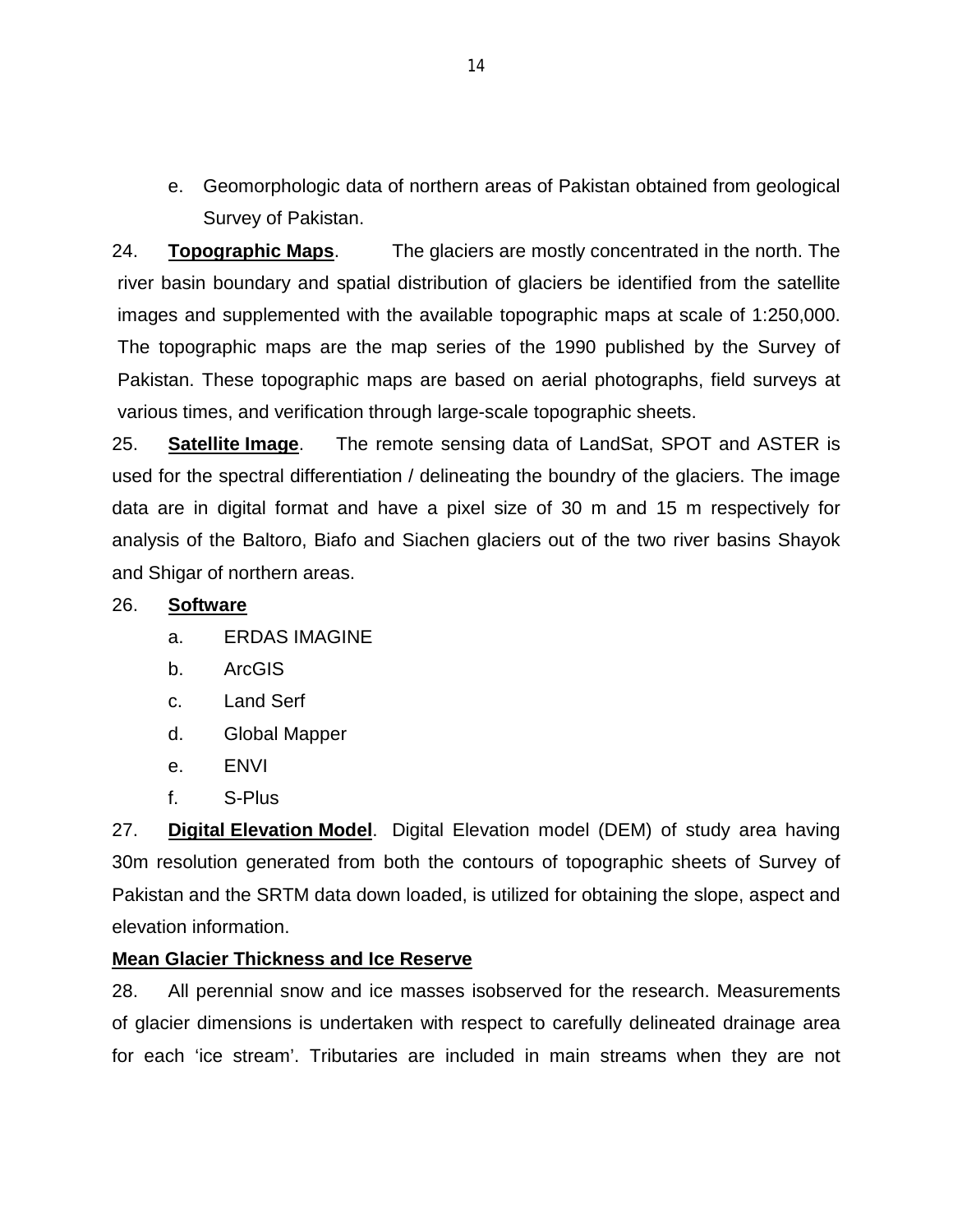e. Geomorphologic data of northern areas of Pakistan obtained from geological Survey of Pakistan.

24. **Topographic Maps**. The glaciers are mostly concentrated in the north. The river basin boundary and spatial distribution of glaciers be identified from the satellite images and supplemented with the available topographic maps at scale of 1:250,000. The topographic maps are the map series of the 1990 published by the Survey of Pakistan. These topographic maps are based on aerial photographs, field surveys at various times, and verification through large-scale topographic sheets.

25. **Satellite Image**. The remote sensing data of LandSat, SPOT and ASTER is used for the spectral differentiation / delineating the boundry of the glaciers. The image data are in digital format and have a pixel size of 30 m and 15 m respectively for analysis of the Baltoro, Biafo and Siachen glaciers out of the two river basins Shayok and Shigar of northern areas.

26. **Software**

a. ERDAS IMAGINE

b. ArcGIS

c. Land Serf

d. Global Mapper

e. ENVI

f. S-Plus

27. **Digital Elevation Model**. Digital Elevation model (DEM) of study area having 30m resolution generated from both the contours of topographic sheets of Survey of Pakistan and the SRTM data down loaded, is utilized for obtaining the slope, aspect and elevation information.

**Mean Glacier Thickness and Ice Reserve**

28. All perennial snow and ice masses isobserved for the research. Measurements of glacier dimensions is undertaken with respect to carefully delineated drainage area for each 'ice stream'. Tributaries are included in main streams when they are not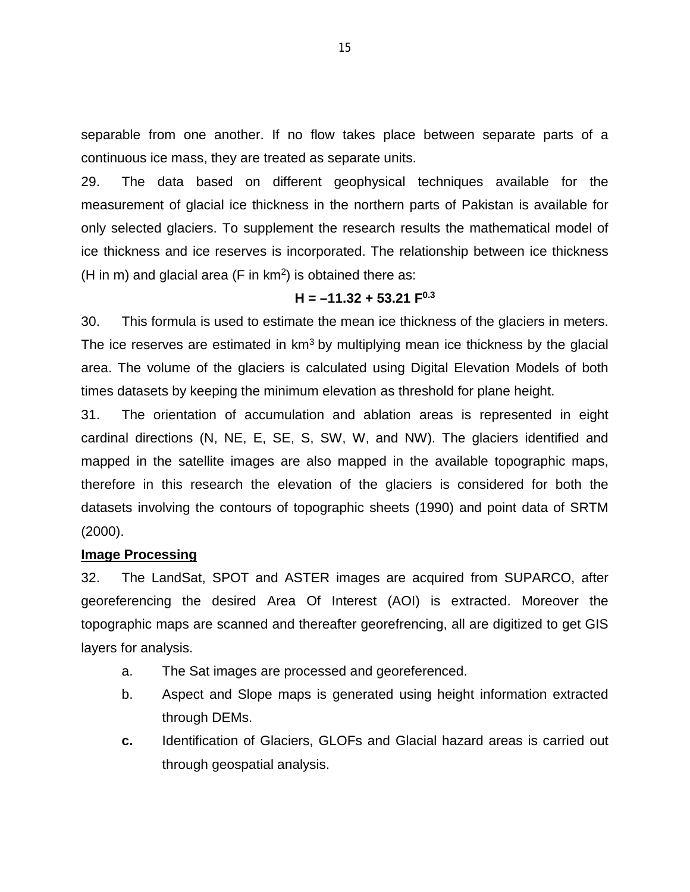separable from one another. If no flow takes place between separate parts of a continuous ice mass, they are treated as separate units.

29. The data based on different geophysical techniques available for the measurement of glacial ice thickness in the northern parts of Pakistan is available for only selected glaciers. To supplement the research results the mathematical model of ice thickness and ice reserves is incorporated. The relationship between ice thickness (H in m) and glacial area (F in $km^2$) is obtained there as:

$$\mathbf{H = -11.32 + 53.21\ F^{0.3}}$$

30. This formula is used to estimate the mean ice thickness of the glaciers in meters. The ice reserves are estimated in $km^3$ by multiplying mean ice thickness by the glacial area. The volume of the glaciers is calculated using Digital Elevation Models of both times datasets by keeping the minimum elevation as threshold for plane height.

31. The orientation of accumulation and ablation areas is represented in eight cardinal directions (N, NE, E, SE, S, SW, W, and NW). The glaciers identified and mapped in the satellite images are also mapped in the available topographic maps, therefore in this research the elevation of the glaciers is considered for both the datasets involving the contours of topographic sheets (1990) and point data of SRTM (2000).

**Image Processing**

32. The LandSat, SPOT and ASTER images are acquired from SUPARCO, after georeferencing the desired Area Of Interest (AOI) is extracted. Moreover the topographic maps are scanned and thereafter georefrencing, all are digitized to get GIS layers for analysis.

a. The Sat images are processed and georeferenced.

b. Aspect and Slope maps is generated using height information extracted through DEMs.

**c.** Identification of Glaciers, GLOFs and Glacial hazard areas is carried out through geospatial analysis.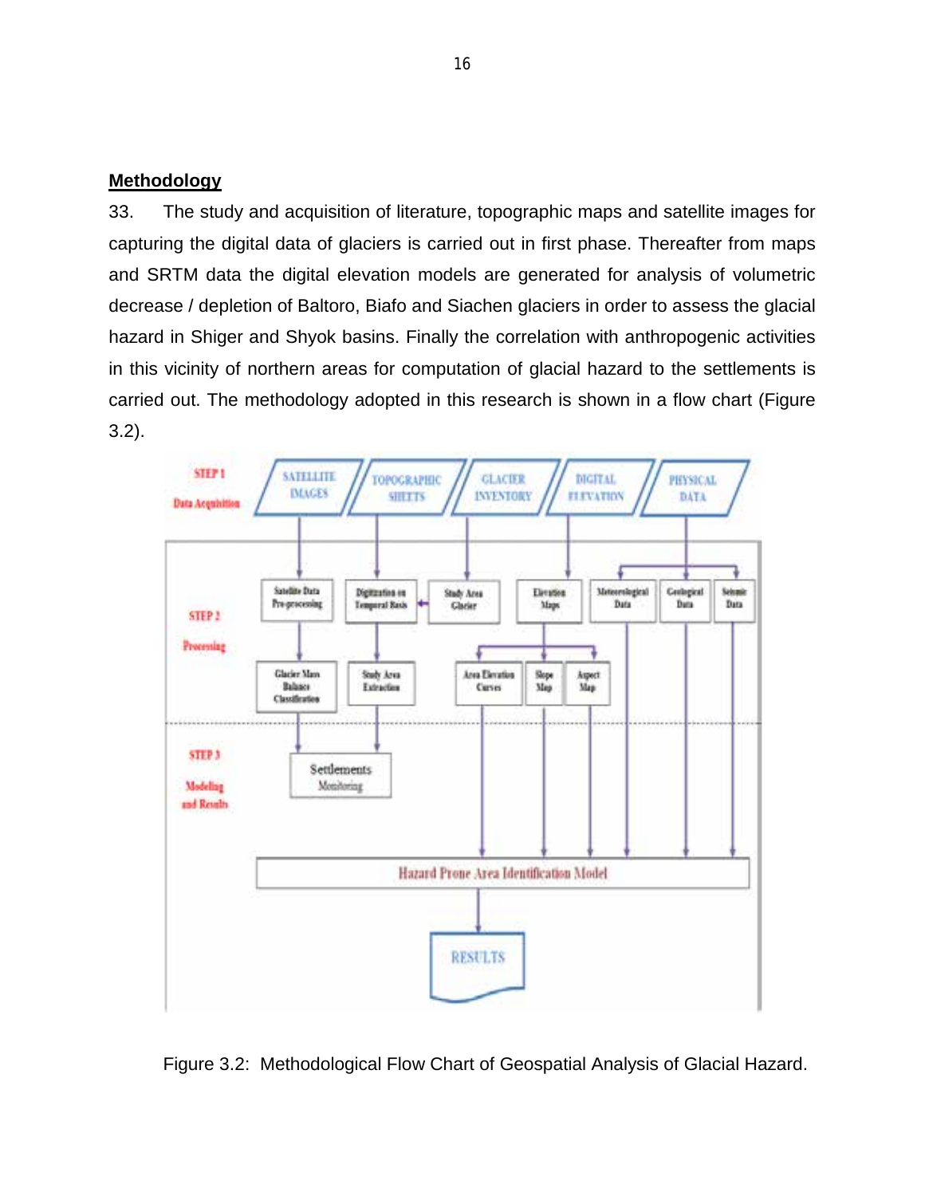## Methodology

33. The study and acquisition of literature, topographic maps and satellite images for capturing the digital data of glaciers is carried out in first phase. Thereafter from maps and SRTM data the digital elevation models are generated for analysis of volumetric decrease / depletion of Baltoro, Biafo and Siachen glaciers in order to assess the glacial hazard in Shiger and Shyok basins. Finally the correlation with anthropogenic activities in this vicinity of northern areas for computation of glacial hazard to the settlements is carried out. The methodology adopted in this research is shown in a flow chart (Figure 3.2).

Figure 3.2: Methodological Flow Chart of Geospatial Analysis of Glacial Hazard.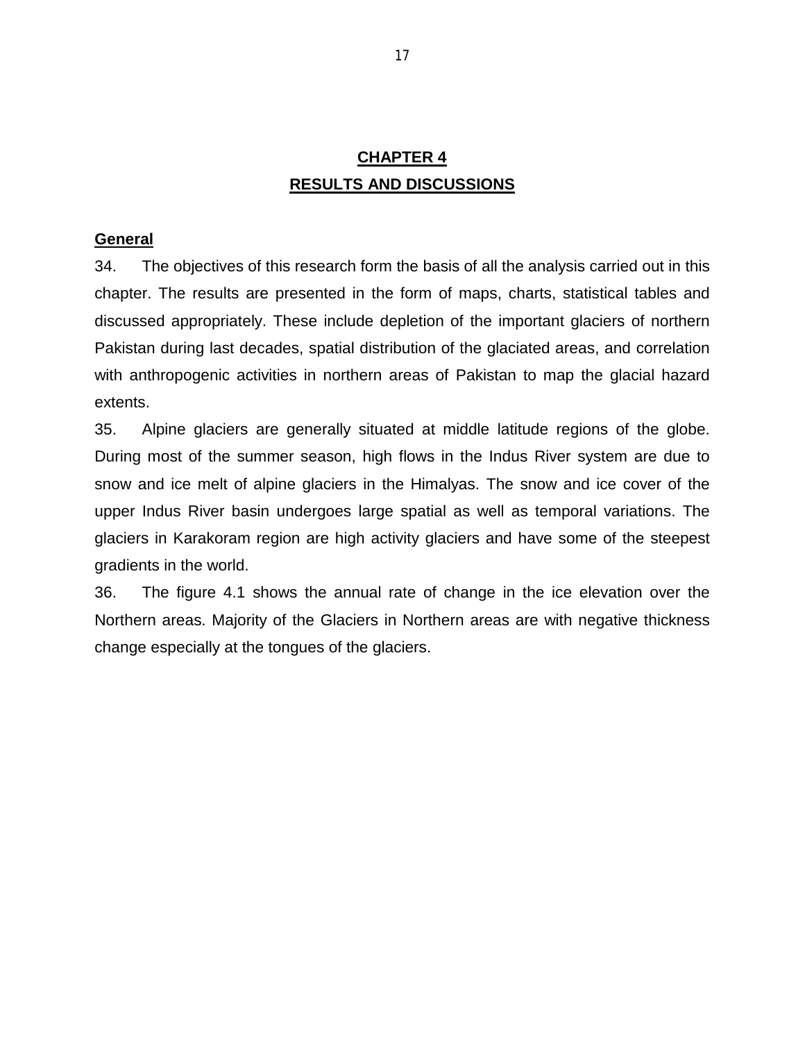# CHAPTER 4
# RESULTS AND DISCUSSIONS

## General

34. The objectives of this research form the basis of all the analysis carried out in this chapter. The results are presented in the form of maps, charts, statistical tables and discussed appropriately. These include depletion of the important glaciers of northern Pakistan during last decades, spatial distribution of the glaciated areas, and correlation with anthropogenic activities in northern areas of Pakistan to map the glacial hazard extents.

35. Alpine glaciers are generally situated at middle latitude regions of the globe. During most of the summer season, high flows in the Indus River system are due to snow and ice melt of alpine glaciers in the Himalyas. The snow and ice cover of the upper Indus River basin undergoes large spatial as well as temporal variations. The glaciers in Karakoram region are high activity glaciers and have some of the steepest gradients in the world.

36. The figure 4.1 shows the annual rate of change in the ice elevation over the Northern areas. Majority of the Glaciers in Northern areas are with negative thickness change especially at the tongues of the glaciers.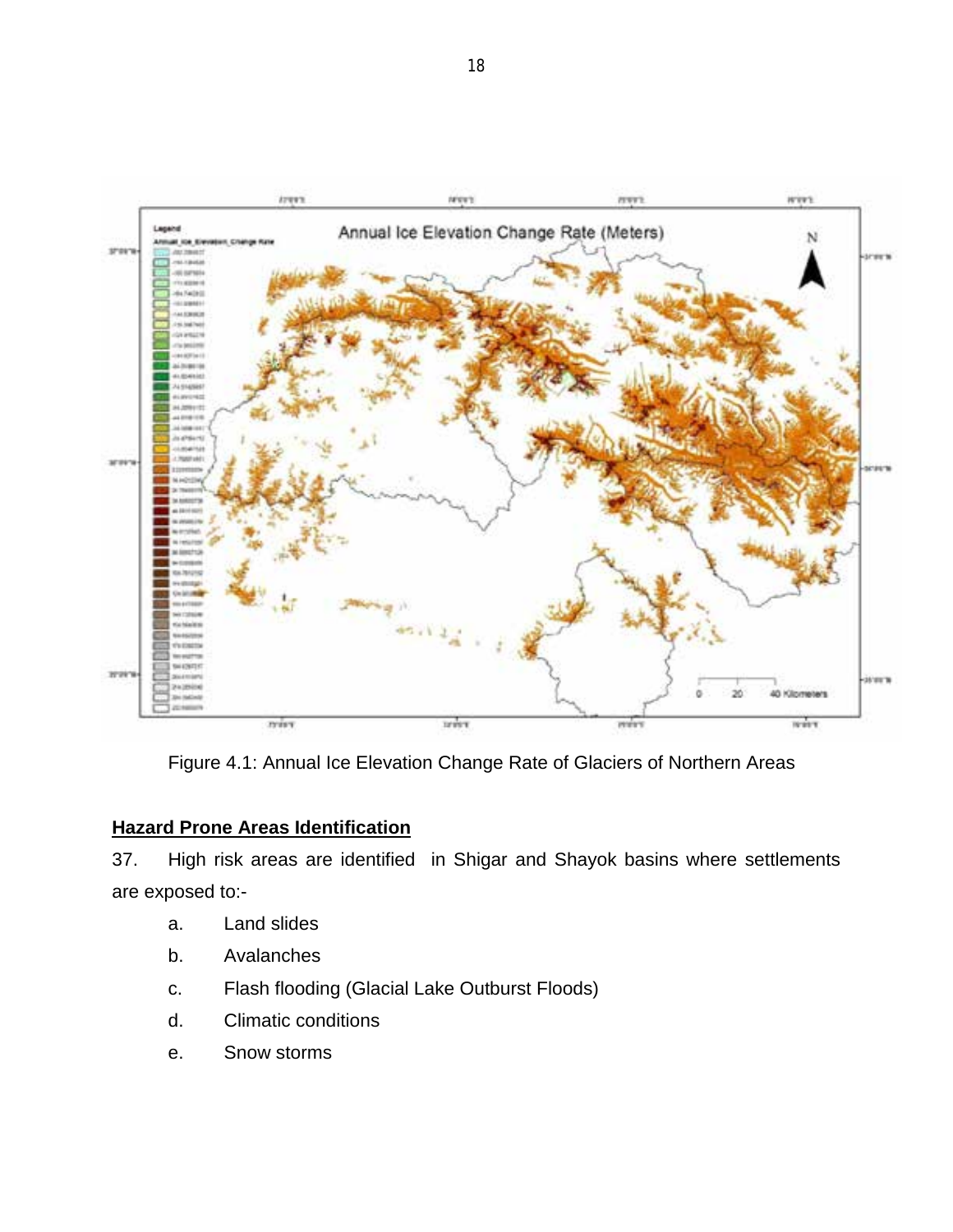Figure 4.1: Annual Ice Elevation Change Rate of Glaciers of Northern Areas

## Hazard Prone Areas Identification

37. High risk areas are identified in Shigar and Shayok basins where settlements are exposed to:-

a. Land slides

b. Avalanches

c. Flash flooding (Glacial Lake Outburst Floods)

d. Climatic conditions

e. Snow storms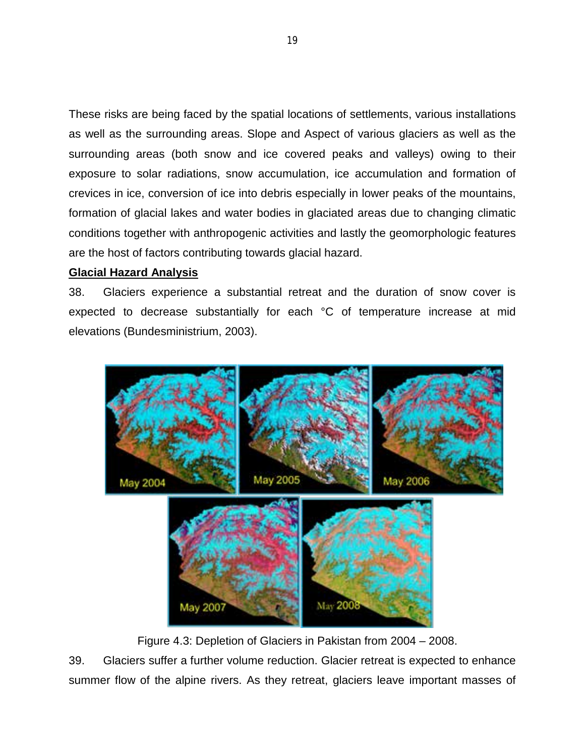These risks are being faced by the spatial locations of settlements, various installations as well as the surrounding areas. Slope and Aspect of various glaciers as well as the surrounding areas (both snow and ice covered peaks and valleys) owing to their exposure to solar radiations, snow accumulation, ice accumulation and formation of crevices in ice, conversion of ice into debris especially in lower peaks of the mountains, formation of glacial lakes and water bodies in glaciated areas due to changing climatic conditions together with anthropogenic activities and lastly the geomorphologic features are the host of factors contributing towards glacial hazard.

**Glacial Hazard Analysis**

38. Glaciers experience a substantial retreat and the duration of snow cover is expected to decrease substantially for each °C of temperature increase at mid elevations (Bundesministrium, 2003).

Figure 4.3: Depletion of Glaciers in Pakistan from 2004 – 2008.

39. Glaciers suffer a further volume reduction. Glacier retreat is expected to enhance summer flow of the alpine rivers. As they retreat, glaciers leave important masses of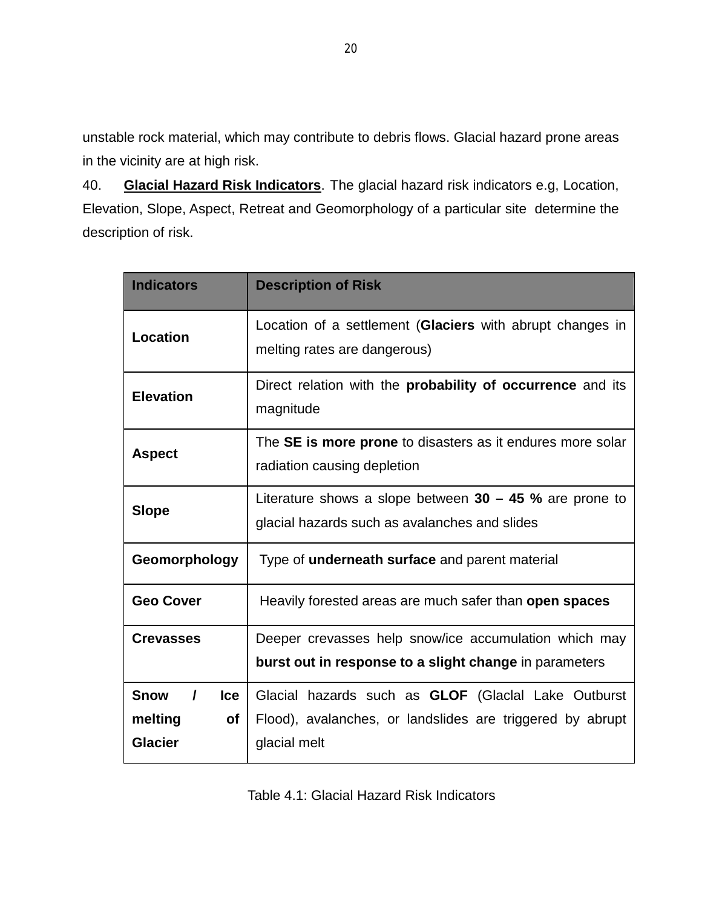unstable rock material, which may contribute to debris flows. Glacial hazard prone areas in the vicinity are at high risk.

40. **Glacial Hazard Risk Indicators**. The glacial hazard risk indicators e.g, Location, Elevation, Slope, Aspect, Retreat and Geomorphology of a particular site determine the description of risk.

| Indicators | Description of Risk |
|---|---|
| **Location** | Location of a settlement (**Glaciers** with abrupt changes in melting rates are dangerous) |
| **Elevation** | Direct relation with the **probability of occurrence** and its magnitude |
| **Aspect** | The **SE is more prone** to disasters as it endures more solar radiation causing depletion |
| **Slope** | Literature shows a slope between **30 – 45 %** are prone to glacial hazards such as avalanches and slides |
| **Geomorphology** | Type of **underneath surface** and parent material |
| **Geo Cover** | Heavily forested areas are much safer than **open spaces** |
| **Crevasses** | Deeper crevasses help snow/ice accumulation which may **burst out in response to a slight change** in parameters |
| **Snow / Ice melting of Glacier** | Glacial hazards such as **GLOF** (Glaclal Lake Outburst Flood), avalanches, or landslides are triggered by abrupt glacial melt |

Table 4.1: Glacial Hazard Risk Indicators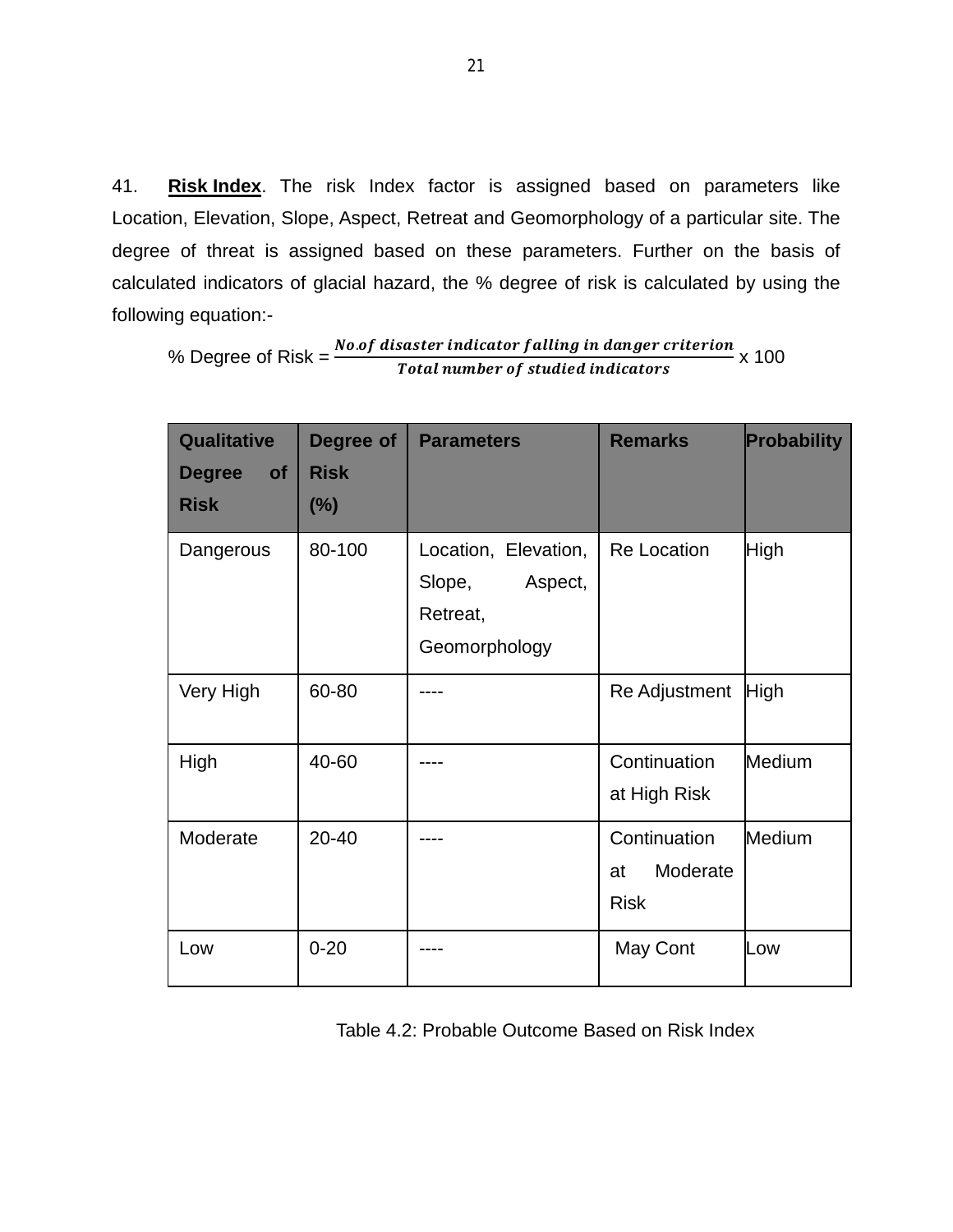41. **Risk Index**. The risk Index factor is assigned based on parameters like Location, Elevation, Slope, Aspect, Retreat and Geomorphology of a particular site. The degree of threat is assigned based on these parameters. Further on the basis of calculated indicators of glacial hazard, the % degree of risk is calculated by using the following equation:-

$$\% \text{ Degree of Risk} = \frac{No.of\ disaster\ indicator\ falling\ in\ danger\ criterion}{Total\ number\ of\ studied\ indicators} \times 100$$

| Qualitative Degree of Risk | Degree of Risk (%) | Parameters | Remarks | Probability |
|---|---|---|---|---|
| Dangerous | 80-100 | Location, Elevation, Slope, Aspect, Retreat, Geomorphology | Re Location | High |
| Very High | 60-80 | ---- | Re Adjustment | High |
| High | 40-60 | ---- | Continuation at High Risk | Medium |
| Moderate | 20-40 | ---- | Continuation at Moderate Risk | Medium |
| Low | 0-20 | ---- | May Cont | Low |

Table 4.2: Probable Outcome Based on Risk Index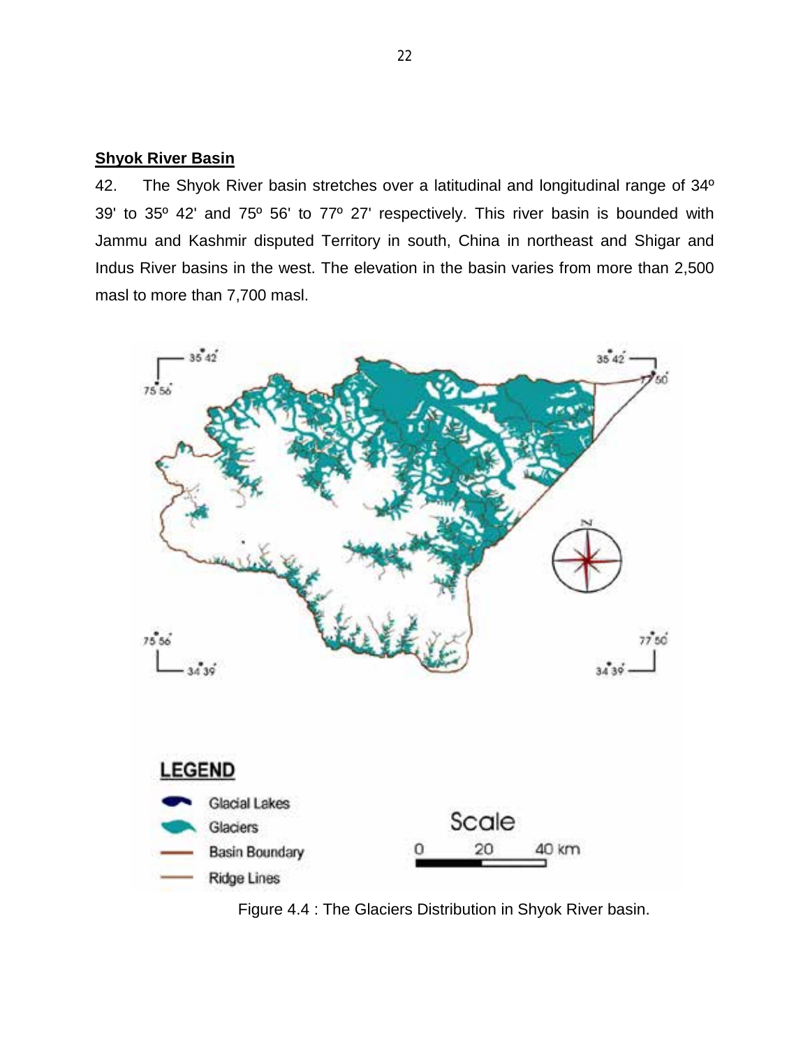**Shyok River Basin**

42. The Shyok River basin stretches over a latitudinal and longitudinal range of 34º 39' to 35º 42' and 75º 56' to 77º 27' respectively. This river basin is bounded with Jammu and Kashmir disputed Territory in south, China in northeast and Shigar and Indus River basins in the west. The elevation in the basin varies from more than 2,500 masl to more than 7,700 masl.

Figure 4.4 : The Glaciers Distribution in Shyok River basin.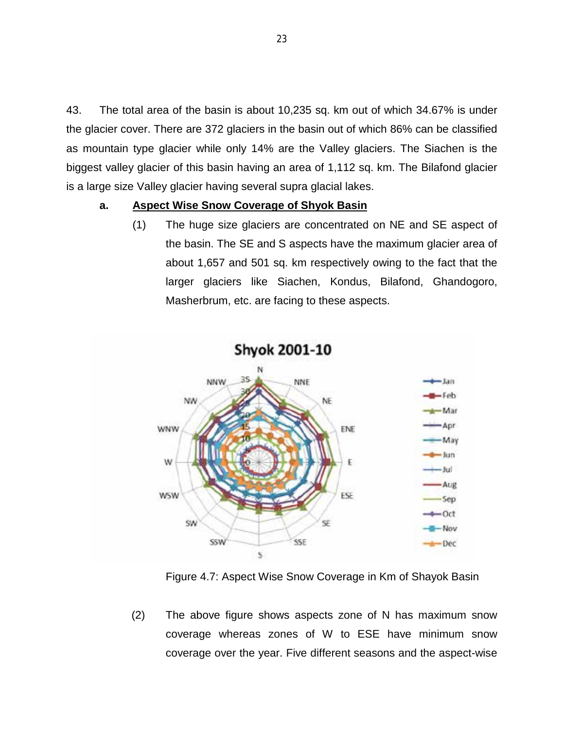43. The total area of the basin is about 10,235 sq. km out of which 34.67% is under the glacier cover. There are 372 glaciers in the basin out of which 86% can be classified as mountain type glacier while only 14% are the Valley glaciers. The Siachen is the biggest valley glacier of this basin having an area of 1,112 sq. km. The Bilafond glacier is a large size Valley glacier having several supra glacial lakes.

**a. Aspect Wise Snow Coverage of Shyok Basin**

(1) The huge size glaciers are concentrated on NE and SE aspect of the basin. The SE and S aspects have the maximum glacier area of about 1,657 and 501 sq. km respectively owing to the fact that the larger glaciers like Siachen, Kondus, Bilafond, Ghandogoro, Masherbrum, etc. are facing to these aspects.

Figure 4.7: Aspect Wise Snow Coverage in Km of Shayok Basin

(2) The above figure shows aspects zone of N has maximum snow coverage whereas zones of W to ESE have minimum snow coverage over the year. Five different seasons and the aspect-wise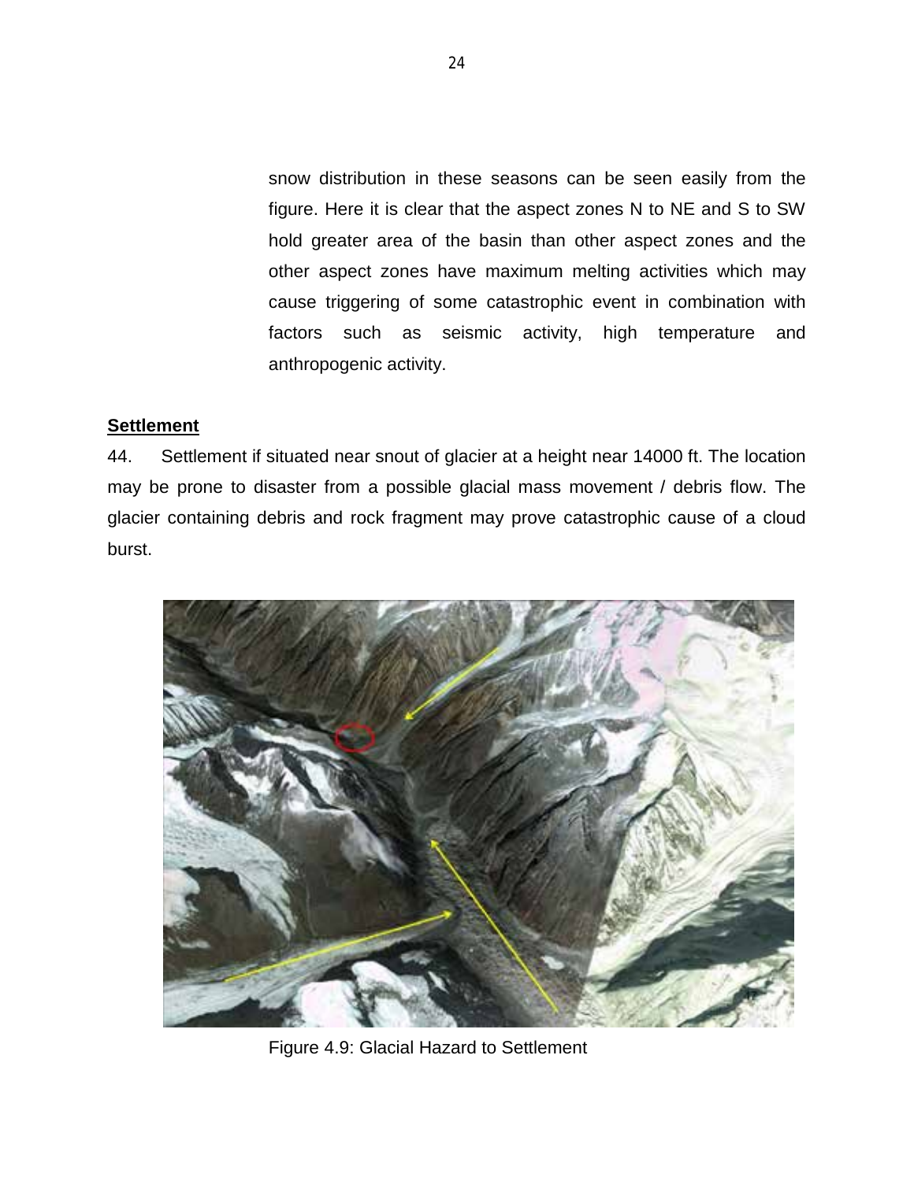snow distribution in these seasons can be seen easily from the figure. Here it is clear that the aspect zones N to NE and S to SW hold greater area of the basin than other aspect zones and the other aspect zones have maximum melting activities which may cause triggering of some catastrophic event in combination with factors such as seismic activity, high temperature and anthropogenic activity.

**Settlement**

44. Settlement if situated near snout of glacier at a height near 14000 ft. The location may be prone to disaster from a possible glacial mass movement / debris flow. The glacier containing debris and rock fragment may prove catastrophic cause of a cloud burst.

Figure 4.9: Glacial Hazard to Settlement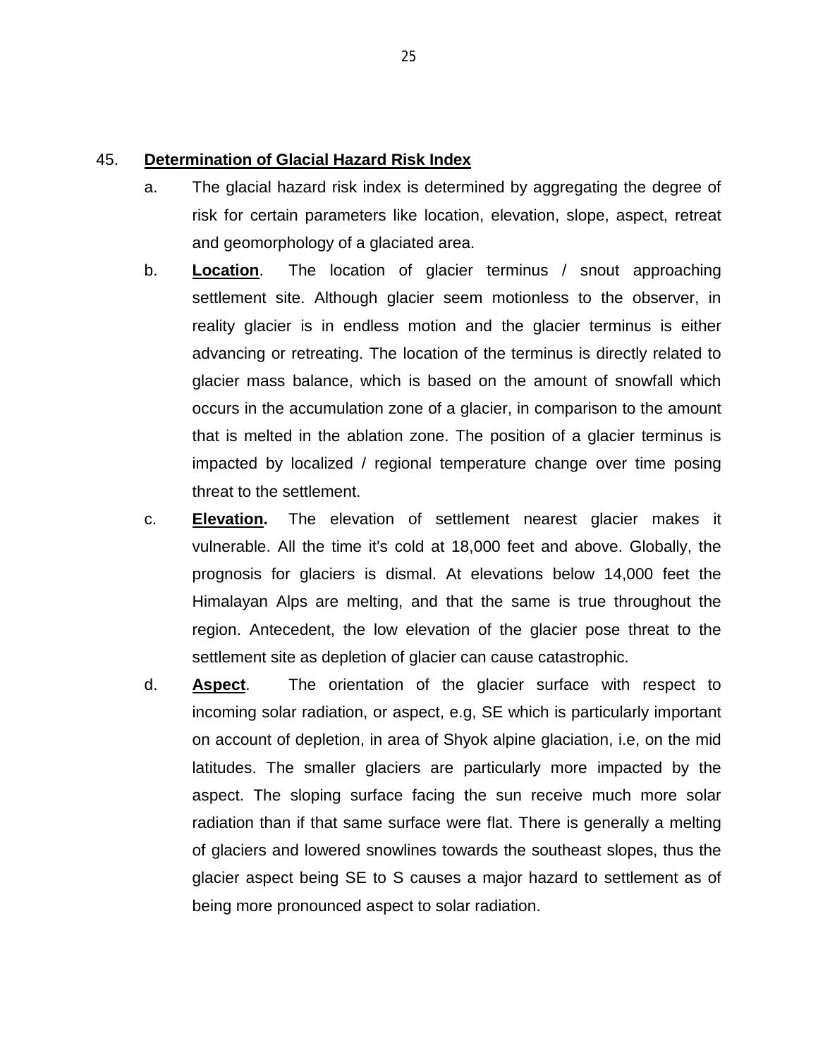45. **<u>Determination of Glacial Hazard Risk Index</u>**

a. The glacial hazard risk index is determined by aggregating the degree of risk for certain parameters like location, elevation, slope, aspect, retreat and geomorphology of a glaciated area.

b. **<u>Location</u>**. The location of glacier terminus / snout approaching settlement site. Although glacier seem motionless to the observer, in reality glacier is in endless motion and the glacier terminus is either advancing or retreating. The location of the terminus is directly related to glacier mass balance, which is based on the amount of snowfall which occurs in the accumulation zone of a glacier, in comparison to the amount that is melted in the ablation zone. The position of a glacier terminus is impacted by localized / regional temperature change over time posing threat to the settlement.

c. **<u>Elevation</u>.** The elevation of settlement nearest glacier makes it vulnerable. All the time it's cold at 18,000 feet and above. Globally, the prognosis for glaciers is dismal. At elevations below 14,000 feet the Himalayan Alps are melting, and that the same is true throughout the region. Antecedent, the low elevation of the glacier pose threat to the settlement site as depletion of glacier can cause catastrophic.

d. **<u>Aspect</u>**. The orientation of the glacier surface with respect to incoming solar radiation, or aspect, e.g, SE which is particularly important on account of depletion, in area of Shyok alpine glaciation, i.e, on the mid latitudes. The smaller glaciers are particularly more impacted by the aspect. The sloping surface facing the sun receive much more solar radiation than if that same surface were flat. There is generally a melting of glaciers and lowered snowlines towards the southeast slopes, thus the glacier aspect being SE to S causes a major hazard to settlement as of being more pronounced aspect to solar radiation.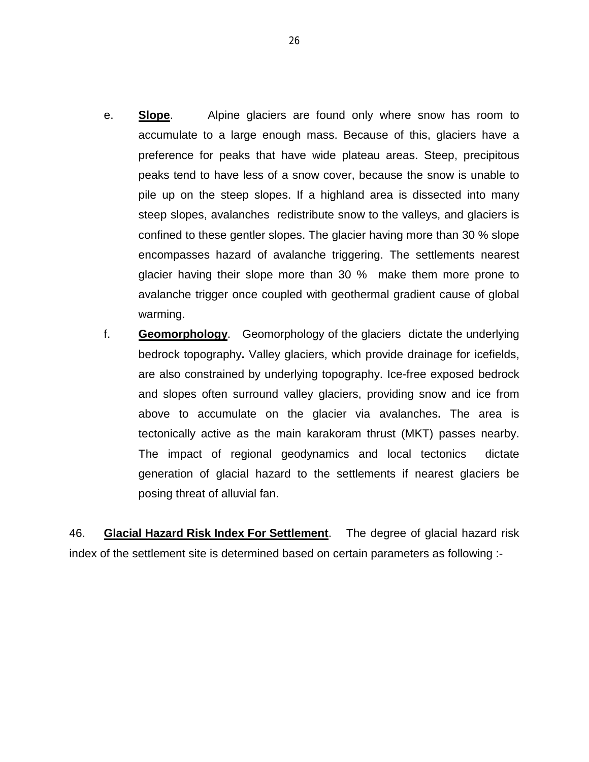e. **Slope**. Alpine glaciers are found only where snow has room to accumulate to a large enough mass. Because of this, glaciers have a preference for peaks that have wide plateau areas. Steep, precipitous peaks tend to have less of a snow cover, because the snow is unable to pile up on the steep slopes. If a highland area is dissected into many steep slopes, avalanches redistribute snow to the valleys, and glaciers is confined to these gentler slopes. The glacier having more than 30 % slope encompasses hazard of avalanche triggering. The settlements nearest glacier having their slope more than 30 % make them more prone to avalanche trigger once coupled with geothermal gradient cause of global warming.

f. **Geomorphology**. Geomorphology of the glaciers dictate the underlying bedrock topography**.** Valley glaciers, which provide drainage for icefields, are also constrained by underlying topography. Ice-free exposed bedrock and slopes often surround valley glaciers, providing snow and ice from above to accumulate on the glacier via avalanches**.** The area is tectonically active as the main karakoram thrust (MKT) passes nearby. The impact of regional geodynamics and local tectonics dictate generation of glacial hazard to the settlements if nearest glaciers be posing threat of alluvial fan.

46. **Glacial Hazard Risk Index For Settlement**. The degree of glacial hazard risk index of the settlement site is determined based on certain parameters as following :-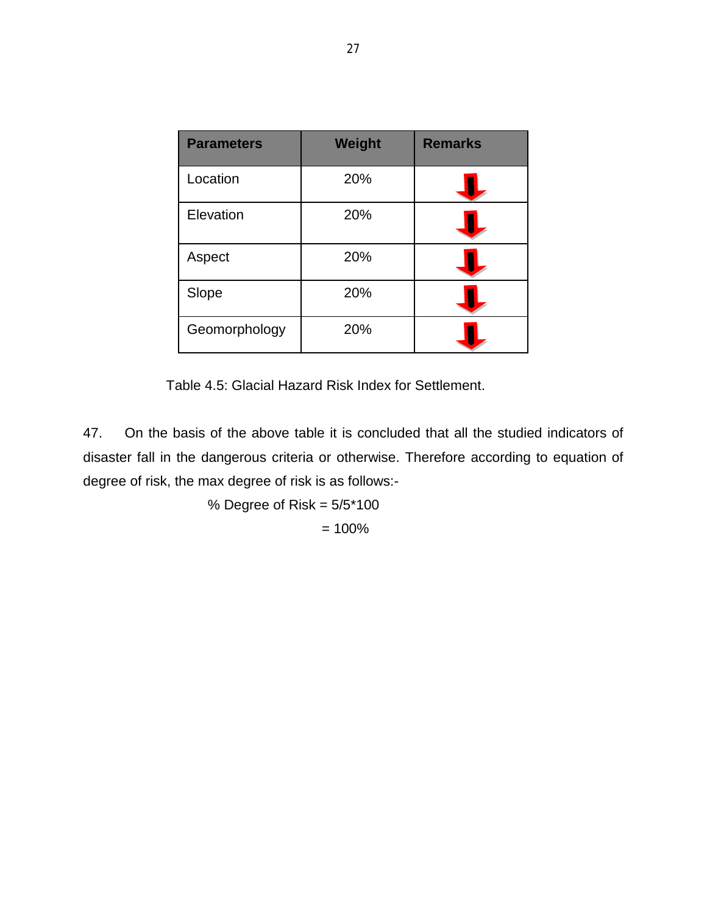| Parameters | Weight | Remarks |
| --- | --- | --- |
| Location | 20% | ⬇ |
| Elevation | 20% | ⬇ |
| Aspect | 20% | ⬇ |
| Slope | 20% | ⬇ |
| Geomorphology | 20% | ⬇ |

Table 4.5: Glacial Hazard Risk Index for Settlement.

47. On the basis of the above table it is concluded that all the studied indicators of disaster fall in the dangerous criteria or otherwise. Therefore according to equation of degree of risk, the max degree of risk is as follows:-

$$\% \text{ Degree of Risk} = 5/5*100$$

$$= 100\%$$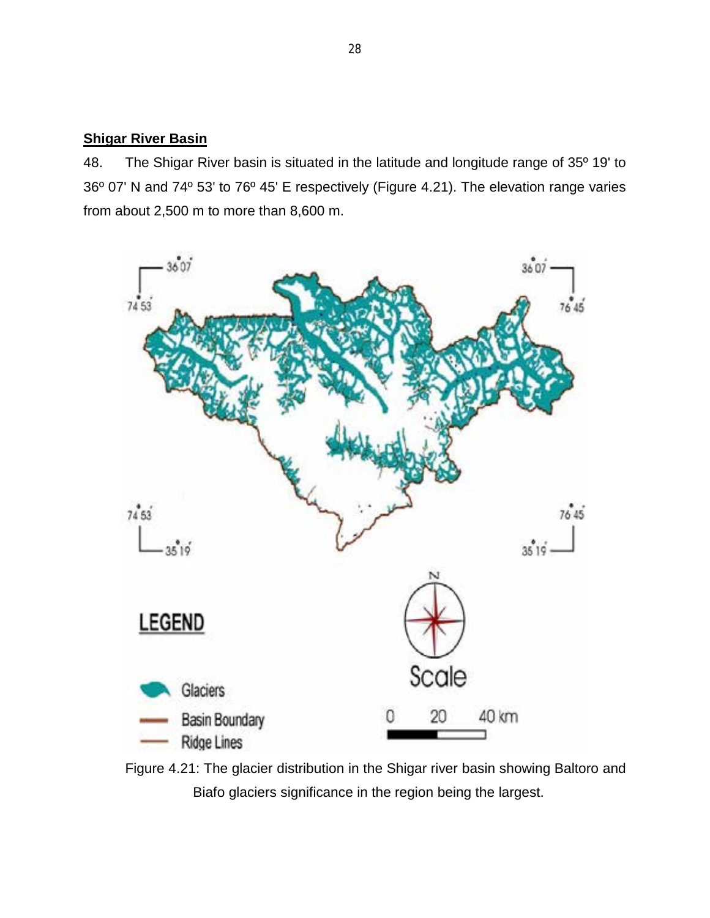## Shigar River Basin

48. The Shigar River basin is situated in the latitude and longitude range of 35º 19' to 36º 07' N and 74º 53' to 76º 45' E respectively (Figure 4.21). The elevation range varies from about 2,500 m to more than 8,600 m.

Figure 4.21: The glacier distribution in the Shigar river basin showing Baltoro and Biafo glaciers significance in the region being the largest.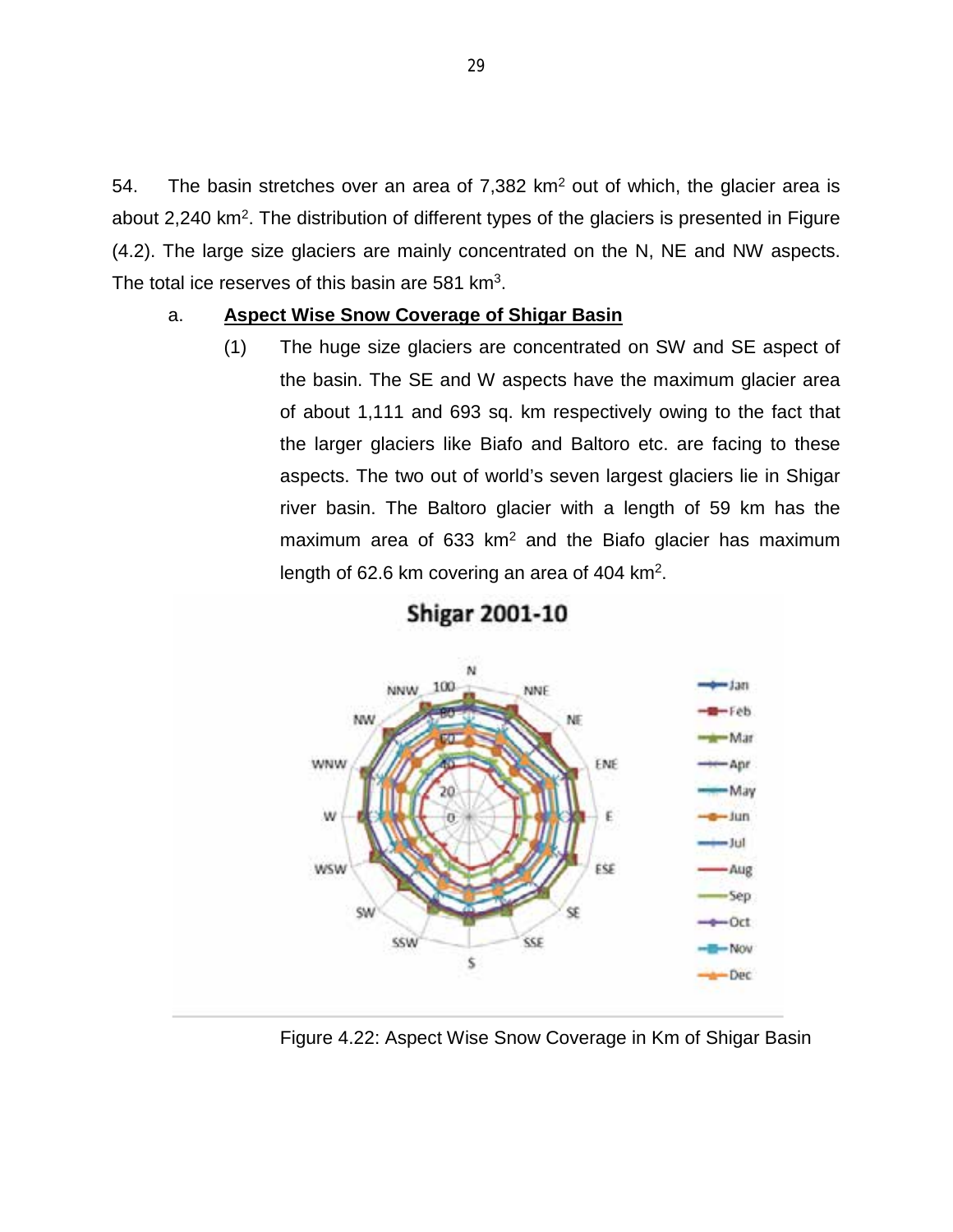54. The basin stretches over an area of 7,382 km$^2$ out of which, the glacier area is about 2,240 km$^2$. The distribution of different types of the glaciers is presented in Figure (4.2). The large size glaciers are mainly concentrated on the N, NE and NW aspects. The total ice reserves of this basin are 581 km$^3$.

a. **Aspect Wise Snow Coverage of Shigar Basin**

(1) The huge size glaciers are concentrated on SW and SE aspect of the basin. The SE and W aspects have the maximum glacier area of about 1,111 and 693 sq. km respectively owing to the fact that the larger glaciers like Biafo and Baltoro etc. are facing to these aspects. The two out of world's seven largest glaciers lie in Shigar river basin. The Baltoro glacier with a length of 59 km has the maximum area of 633 km$^2$ and the Biafo glacier has maximum length of 62.6 km covering an area of 404 km$^2$.

Figure 4.22: Aspect Wise Snow Coverage in Km of Shigar Basin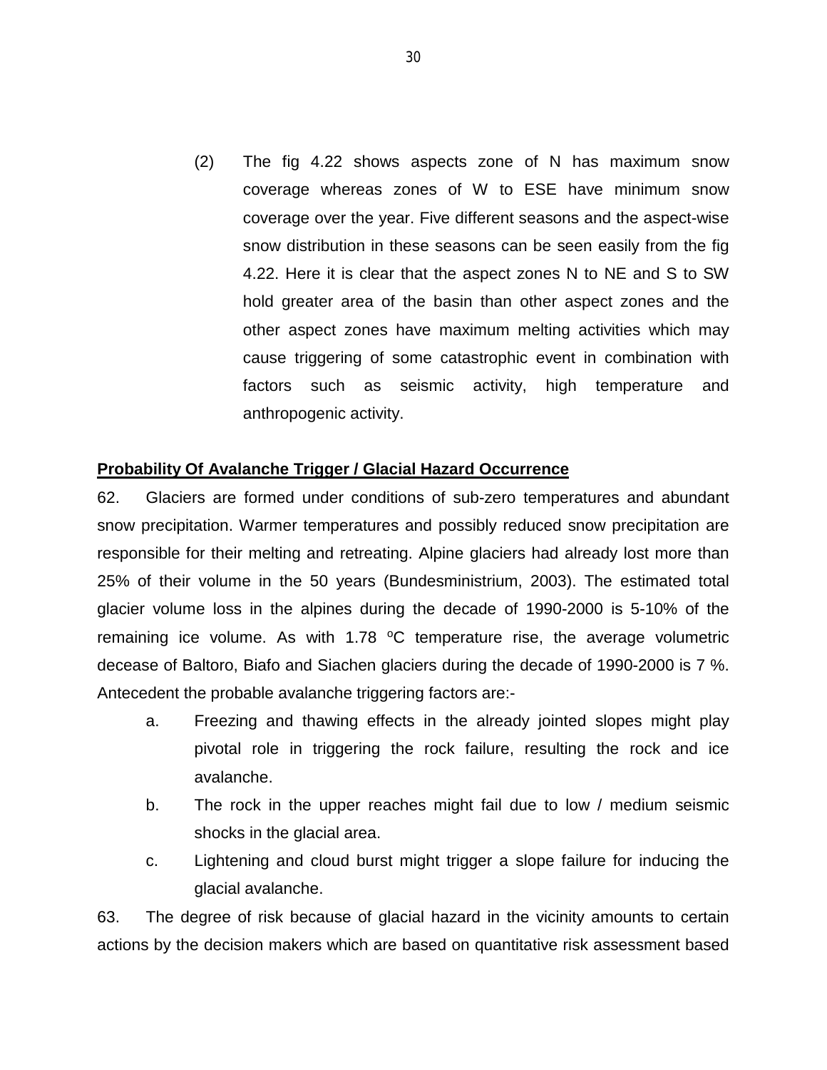(2) The fig 4.22 shows aspects zone of N has maximum snow coverage whereas zones of W to ESE have minimum snow coverage over the year. Five different seasons and the aspect-wise snow distribution in these seasons can be seen easily from the fig 4.22. Here it is clear that the aspect zones N to NE and S to SW hold greater area of the basin than other aspect zones and the other aspect zones have maximum melting activities which may cause triggering of some catastrophic event in combination with factors such as seismic activity, high temperature and anthropogenic activity.

**<u>Probability Of Avalanche Trigger / Glacial Hazard Occurrence</u>**

62. Glaciers are formed under conditions of sub-zero temperatures and abundant snow precipitation. Warmer temperatures and possibly reduced snow precipitation are responsible for their melting and retreating. Alpine glaciers had already lost more than 25% of their volume in the 50 years (Bundesministrium, 2003). The estimated total glacier volume loss in the alpines during the decade of 1990-2000 is 5-10% of the remaining ice volume. As with 1.78 $^{o}$C temperature rise, the average volumetric decease of Baltoro, Biafo and Siachen glaciers during the decade of 1990-2000 is 7 %. Antecedent the probable avalanche triggering factors are:-

a. Freezing and thawing effects in the already jointed slopes might play pivotal role in triggering the rock failure, resulting the rock and ice avalanche.

b. The rock in the upper reaches might fail due to low / medium seismic shocks in the glacial area.

c. Lightening and cloud burst might trigger a slope failure for inducing the glacial avalanche.

63. The degree of risk because of glacial hazard in the vicinity amounts to certain actions by the decision makers which are based on quantitative risk assessment based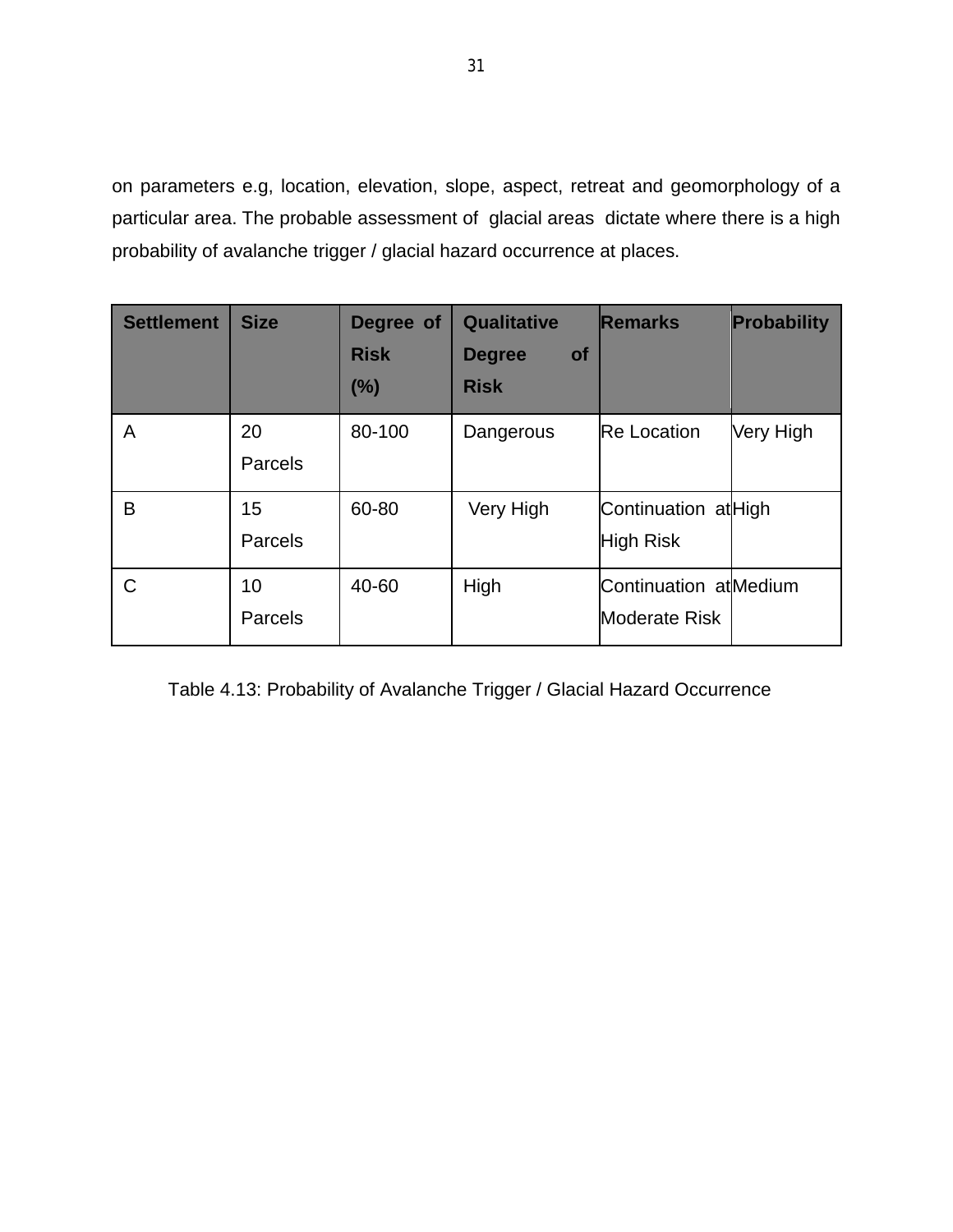on parameters e.g, location, elevation, slope, aspect, retreat and geomorphology of a particular area. The probable assessment of glacial areas dictate where there is a high probability of avalanche trigger / glacial hazard occurrence at places.

| Settlement | Size | Degree of Risk (%) | Qualitative Degree of Risk | Remarks | Probability |
|---|---|---|---|---|---|
| A | 20 Parcels | 80-100 | Dangerous | Re Location | Very High |
| B | 15 Parcels | 60-80 | Very High | Continuation at High Risk | High |
| C | 10 Parcels | 40-60 | High | Continuation at Moderate Risk | Medium |

Table 4.13: Probability of Avalanche Trigger / Glacial Hazard Occurrence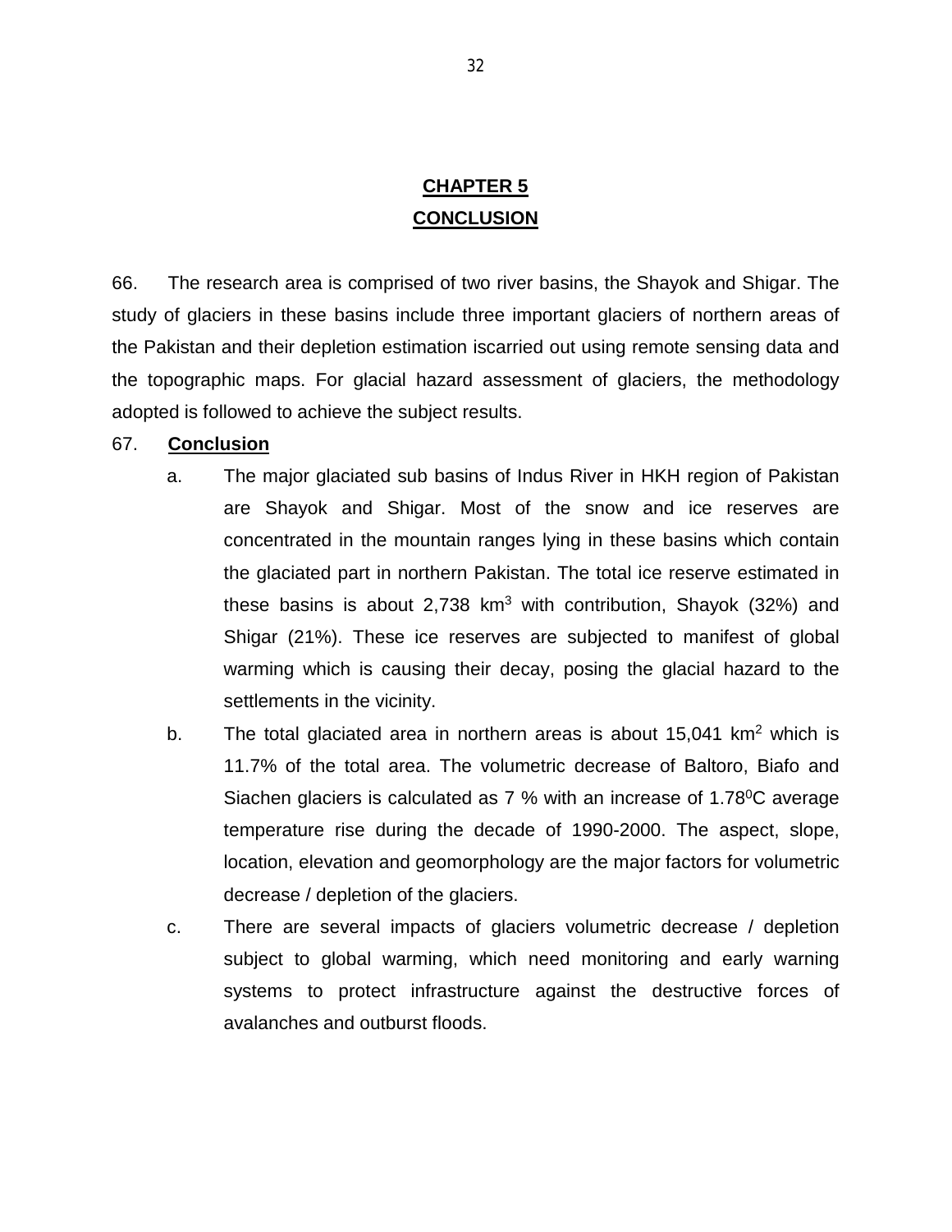# CHAPTER 5

# CONCLUSION

66. The research area is comprised of two river basins, the Shayok and Shigar. The study of glaciers in these basins include three important glaciers of northern areas of the Pakistan and their depletion estimation iscarried out using remote sensing data and the topographic maps. For glacial hazard assessment of glaciers, the methodology adopted is followed to achieve the subject results.

67. **Conclusion**

a. The major glaciated sub basins of Indus River in HKH region of Pakistan are Shayok and Shigar. Most of the snow and ice reserves are concentrated in the mountain ranges lying in these basins which contain the glaciated part in northern Pakistan. The total ice reserve estimated in these basins is about 2,738 $km^3$ with contribution, Shayok (32%) and Shigar (21%). These ice reserves are subjected to manifest of global warming which is causing their decay, posing the glacial hazard to the settlements in the vicinity.

b. The total glaciated area in northern areas is about 15,041 $km^2$ which is 11.7% of the total area. The volumetric decrease of Baltoro, Biafo and Siachen glaciers is calculated as 7 % with an increase of $1.78^0C$ average temperature rise during the decade of 1990-2000. The aspect, slope, location, elevation and geomorphology are the major factors for volumetric decrease / depletion of the glaciers.

c. There are several impacts of glaciers volumetric decrease / depletion subject to global warming, which need monitoring and early warning systems to protect infrastructure against the destructive forces of avalanches and outburst floods.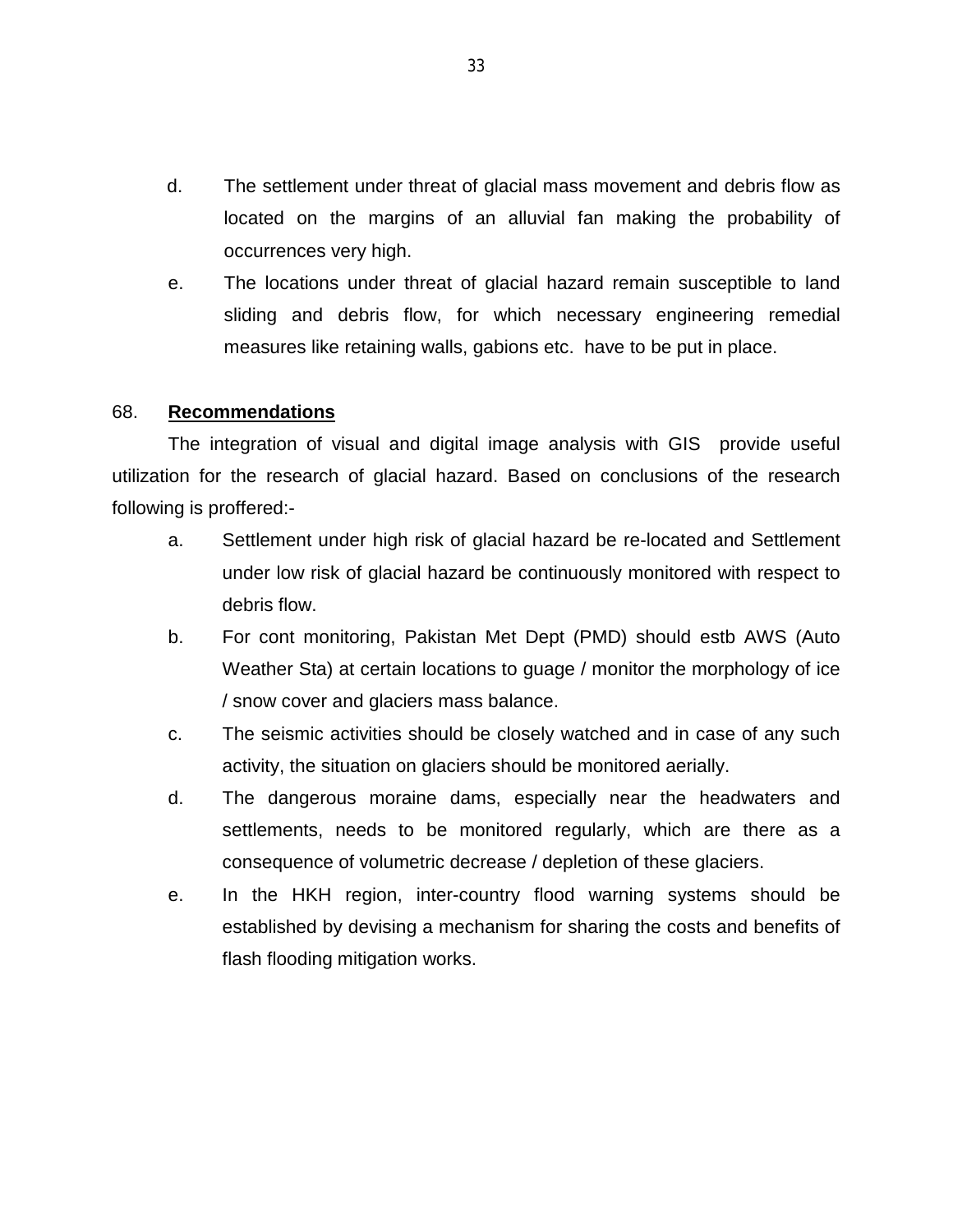d. The settlement under threat of glacial mass movement and debris flow as located on the margins of an alluvial fan making the probability of occurrences very high.

e. The locations under threat of glacial hazard remain susceptible to land sliding and debris flow, for which necessary engineering remedial measures like retaining walls, gabions etc. have to be put in place.

68. **Recommendations**

The integration of visual and digital image analysis with GIS provide useful utilization for the research of glacial hazard. Based on conclusions of the research following is proffered:-

a. Settlement under high risk of glacial hazard be re-located and Settlement under low risk of glacial hazard be continuously monitored with respect to debris flow.

b. For cont monitoring, Pakistan Met Dept (PMD) should estb AWS (Auto Weather Sta) at certain locations to guage / monitor the morphology of ice / snow cover and glaciers mass balance.

c. The seismic activities should be closely watched and in case of any such activity, the situation on glaciers should be monitored aerially.

d. The dangerous moraine dams, especially near the headwaters and settlements, needs to be monitored regularly, which are there as a consequence of volumetric decrease / depletion of these glaciers.

e. In the HKH region, inter-country flood warning systems should be established by devising a mechanism for sharing the costs and benefits of flash flooding mitigation works.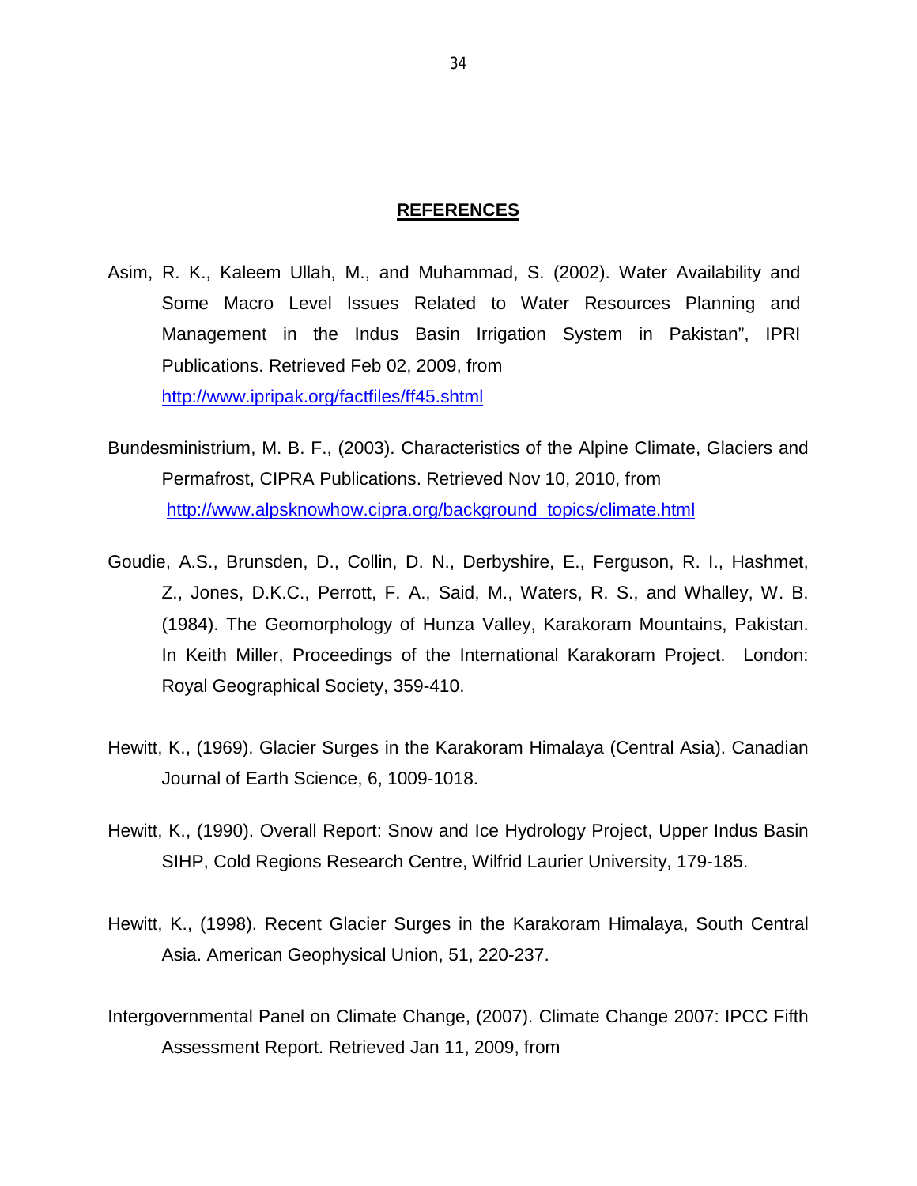## REFERENCES

Asim, R. K., Kaleem Ullah, M., and Muhammad, S. (2002). Water Availability and Some Macro Level Issues Related to Water Resources Planning and Management in the Indus Basin Irrigation System in Pakistan", IPRI Publications. Retrieved Feb 02, 2009, from http://www.ipripak.org/factfiles/ff45.shtml

Bundesministrium, M. B. F., (2003). Characteristics of the Alpine Climate, Glaciers and Permafrost, CIPRA Publications. Retrieved Nov 10, 2010, from http://www.alpsknowhow.cipra.org/background_topics/climate.html

Goudie, A.S., Brunsden, D., Collin, D. N., Derbyshire, E., Ferguson, R. I., Hashmet, Z., Jones, D.K.C., Perrott, F. A., Said, M., Waters, R. S., and Whalley, W. B. (1984). The Geomorphology of Hunza Valley, Karakoram Mountains, Pakistan. In Keith Miller, Proceedings of the International Karakoram Project. London: Royal Geographical Society, 359-410.

Hewitt, K., (1969). Glacier Surges in the Karakoram Himalaya (Central Asia). Canadian Journal of Earth Science, 6, 1009-1018.

Hewitt, K., (1990). Overall Report: Snow and Ice Hydrology Project, Upper Indus Basin SIHP, Cold Regions Research Centre, Wilfrid Laurier University, 179-185.

Hewitt, K., (1998). Recent Glacier Surges in the Karakoram Himalaya, South Central Asia. American Geophysical Union, 51, 220-237.

Intergovernmental Panel on Climate Change, (2007). Climate Change 2007: IPCC Fifth Assessment Report. Retrieved Jan 11, 2009, from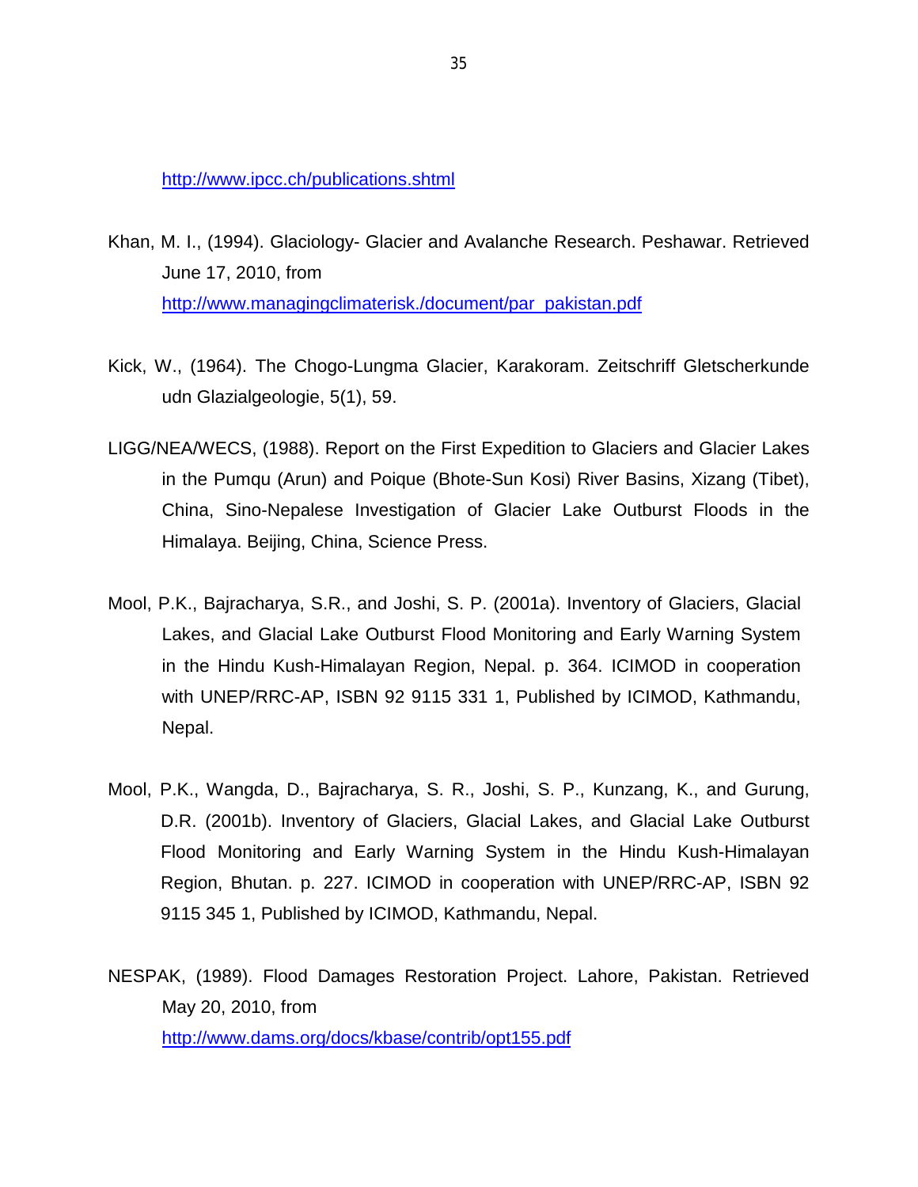http://www.ipcc.ch/publications.shtml

Khan, M. I., (1994). Glaciology- Glacier and Avalanche Research. Peshawar. Retrieved June 17, 2010, from http://www.managingclimaterisk./document/par_pakistan.pdf

Kick, W., (1964). The Chogo-Lungma Glacier, Karakoram. Zeitschriff Gletscherkunde udn Glazialgeologie, 5(1), 59.

LIGG/NEA/WECS, (1988). Report on the First Expedition to Glaciers and Glacier Lakes in the Pumqu (Arun) and Poique (Bhote-Sun Kosi) River Basins, Xizang (Tibet), China, Sino-Nepalese Investigation of Glacier Lake Outburst Floods in the Himalaya. Beijing, China, Science Press.

Mool, P.K., Bajracharya, S.R., and Joshi, S. P. (2001a). Inventory of Glaciers, Glacial Lakes, and Glacial Lake Outburst Flood Monitoring and Early Warning System in the Hindu Kush-Himalayan Region, Nepal. p. 364. ICIMOD in cooperation with UNEP/RRC-AP, ISBN 92 9115 331 1, Published by ICIMOD, Kathmandu, Nepal.

Mool, P.K., Wangda, D., Bajracharya, S. R., Joshi, S. P., Kunzang, K., and Gurung, D.R. (2001b). Inventory of Glaciers, Glacial Lakes, and Glacial Lake Outburst Flood Monitoring and Early Warning System in the Hindu Kush-Himalayan Region, Bhutan. p. 227. ICIMOD in cooperation with UNEP/RRC-AP, ISBN 92 9115 345 1, Published by ICIMOD, Kathmandu, Nepal.

NESPAK, (1989). Flood Damages Restoration Project. Lahore, Pakistan. Retrieved May 20, 2010, from http://www.dams.org/docs/kbase/contrib/opt155.pdf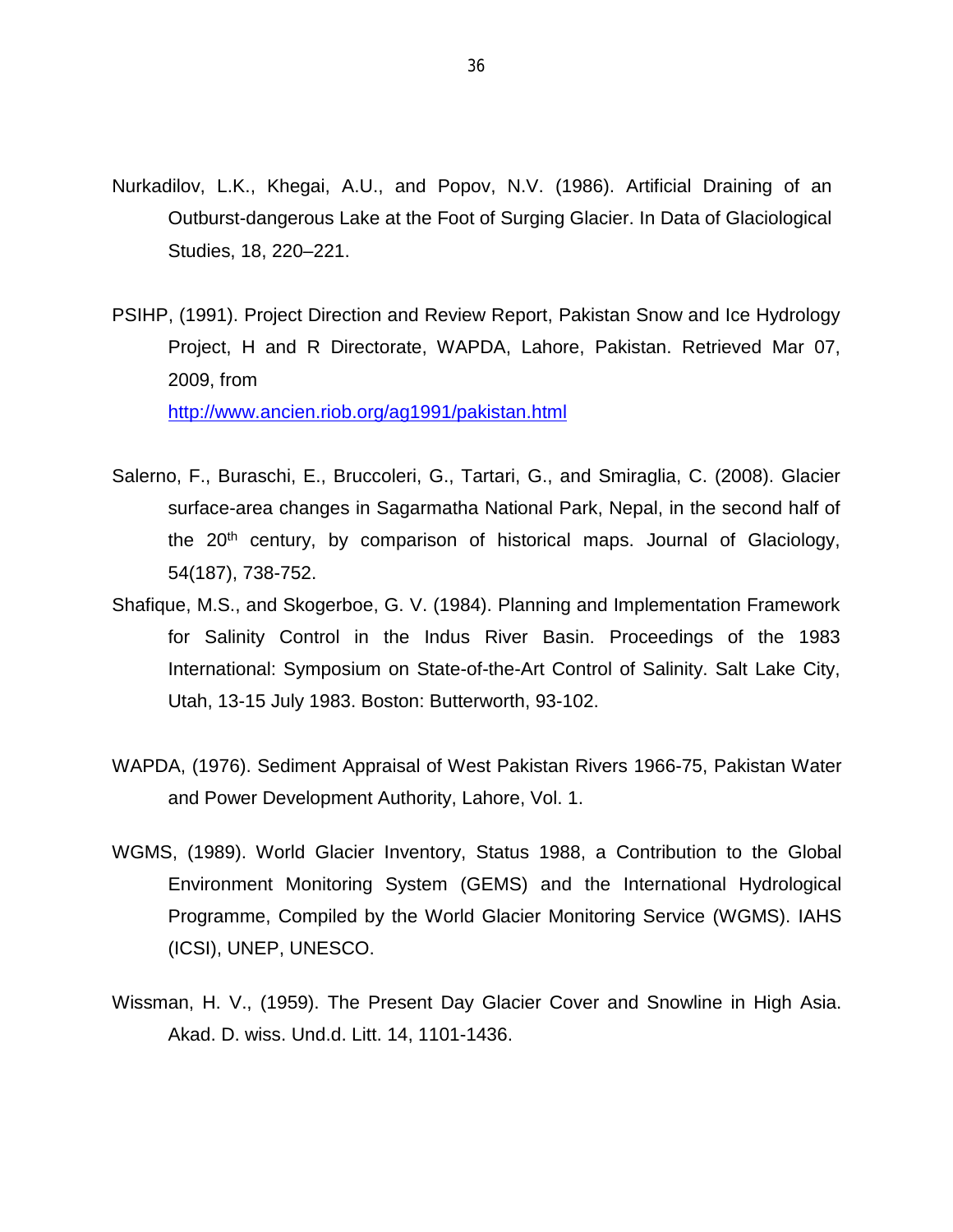Nurkadilov, L.K., Khegai, A.U., and Popov, N.V. (1986). Artificial Draining of an Outburst-dangerous Lake at the Foot of Surging Glacier. In Data of Glaciological Studies, 18, 220–221.

PSIHP, (1991). Project Direction and Review Report, Pakistan Snow and Ice Hydrology Project, H and R Directorate, WAPDA, Lahore, Pakistan. Retrieved Mar 07, 2009, from http://www.ancien.riob.org/ag1991/pakistan.html

Salerno, F., Buraschi, E., Bruccoleri, G., Tartari, G., and Smiraglia, C. (2008). Glacier surface-area changes in Sagarmatha National Park, Nepal, in the second half of the 20th century, by comparison of historical maps. Journal of Glaciology, 54(187), 738-752.

Shafique, M.S., and Skogerboe, G. V. (1984). Planning and Implementation Framework for Salinity Control in the Indus River Basin. Proceedings of the 1983 International: Symposium on State-of-the-Art Control of Salinity. Salt Lake City, Utah, 13-15 July 1983. Boston: Butterworth, 93-102.

WAPDA, (1976). Sediment Appraisal of West Pakistan Rivers 1966-75, Pakistan Water and Power Development Authority, Lahore, Vol. 1.

WGMS, (1989). World Glacier Inventory, Status 1988, a Contribution to the Global Environment Monitoring System (GEMS) and the International Hydrological Programme, Compiled by the World Glacier Monitoring Service (WGMS). IAHS (ICSI), UNEP, UNESCO.

Wissman, H. V., (1959). The Present Day Glacier Cover and Snowline in High Asia. Akad. D. wiss. Und.d. Litt. 14, 1101-1436.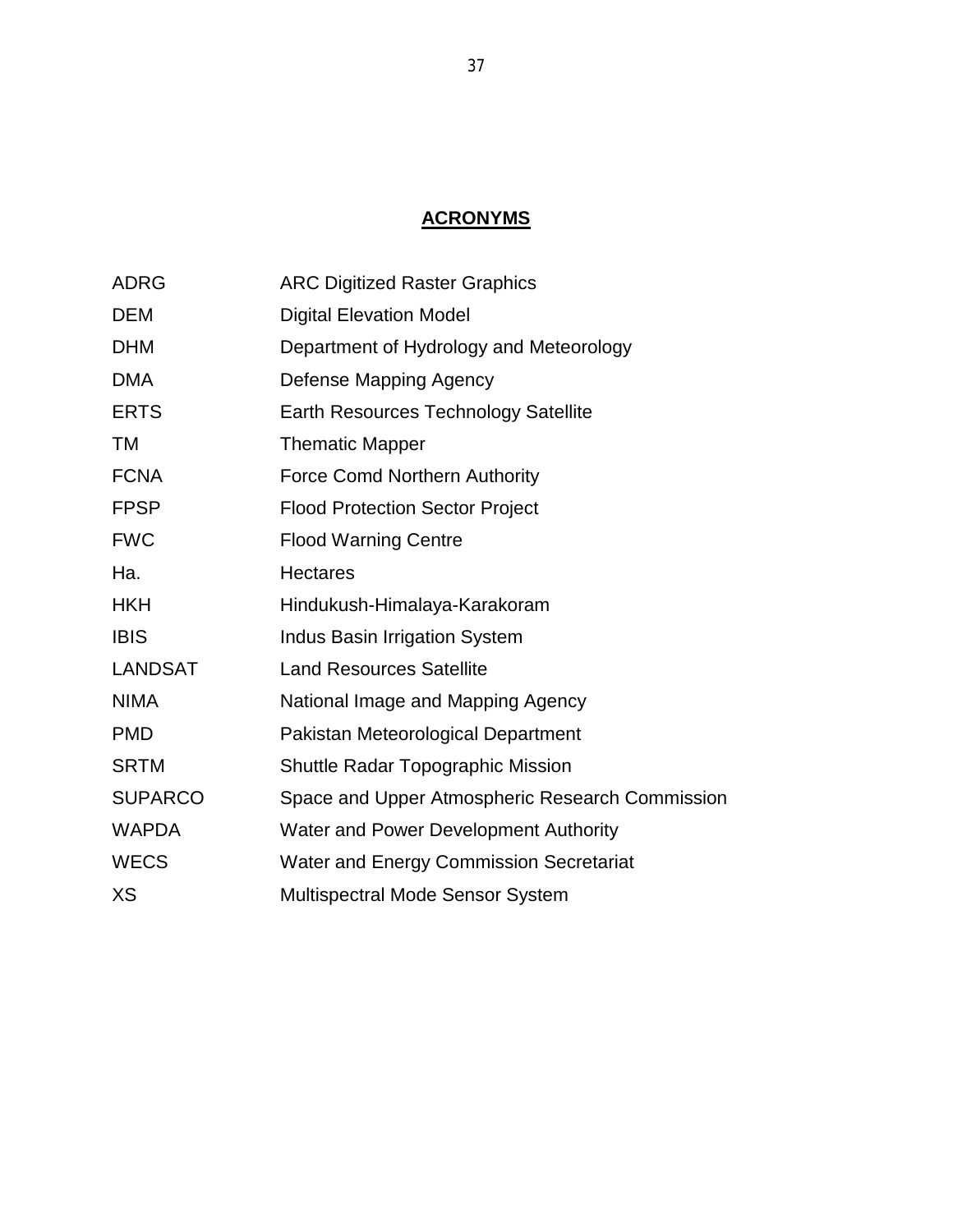## ACRONYMS

| | |
|---|---|
| ADRG | ARC Digitized Raster Graphics |
| DEM | Digital Elevation Model |
| DHM | Department of Hydrology and Meteorology |
| DMA | Defense Mapping Agency |
| ERTS | Earth Resources Technology Satellite |
| TM | Thematic Mapper |
| FCNA | Force Comd Northern Authority |
| FPSP | Flood Protection Sector Project |
| FWC | Flood Warning Centre |
| Ha. | Hectares |
| HKH | Hindukush-Himalaya-Karakoram |
| IBIS | Indus Basin Irrigation System |
| LANDSAT | Land Resources Satellite |
| NIMA | National Image and Mapping Agency |
| PMD | Pakistan Meteorological Department |
| SRTM | Shuttle Radar Topographic Mission |
| SUPARCO | Space and Upper Atmospheric Research Commission |
| WAPDA | Water and Power Development Authority |
| WECS | Water and Energy Commission Secretariat |
| XS | Multispectral Mode Sensor System |